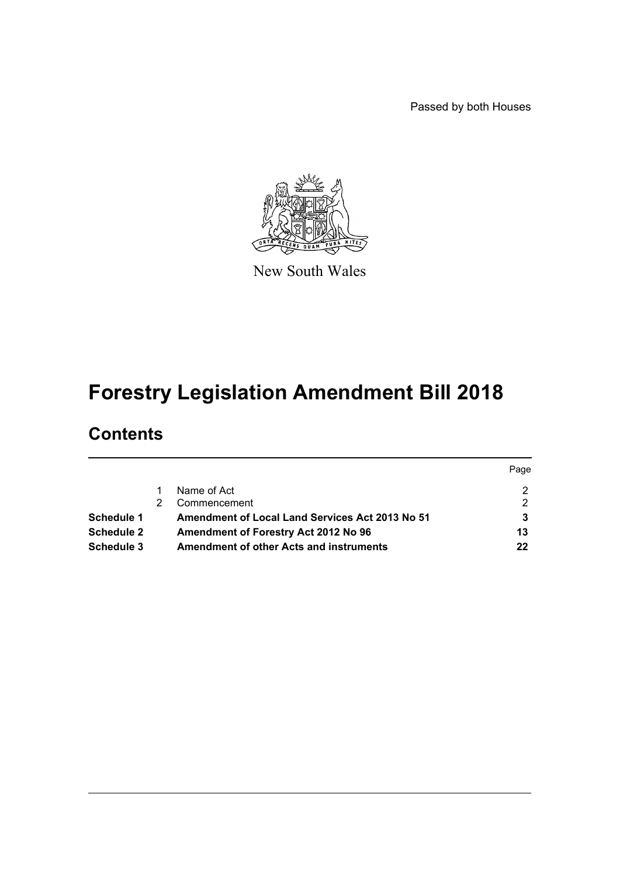Passed by both Houses

New South Wales

# Forestry Legislation Amendment Bill 2018

## Contents

| | | | Page |
|---|---|---|---|
| | 1 | Name of Act | 2 |
| | 2 | Commencement | 2 |
| **Schedule 1** | | **Amendment of Local Land Services Act 2013 No 51** | **3** |
| **Schedule 2** | | **Amendment of Forestry Act 2012 No 96** | **13** |
| **Schedule 3** | | **Amendment of other Acts and instruments** | **22** |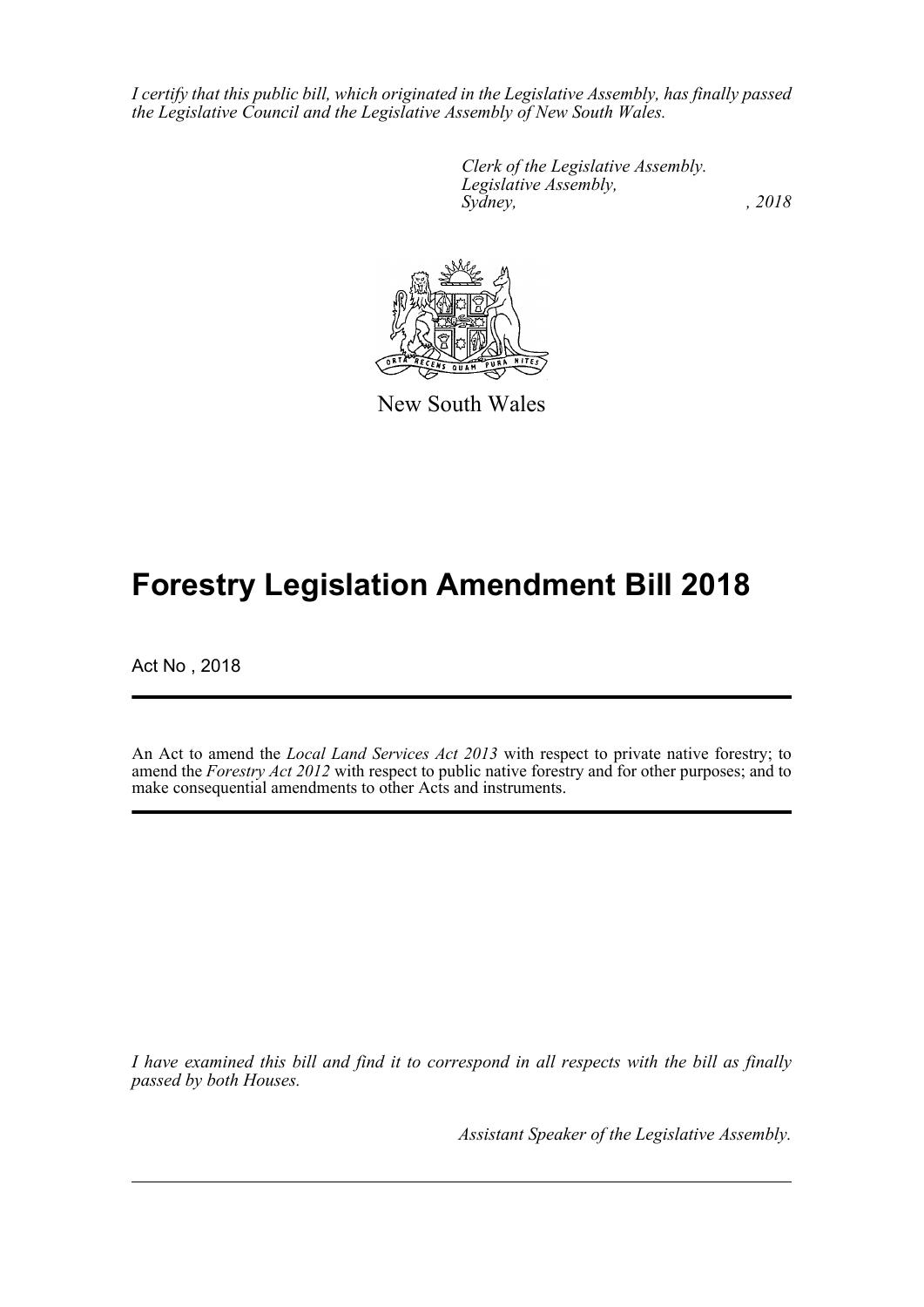*I certify that this public bill, which originated in the Legislative Assembly, has finally passed the Legislative Council and the Legislative Assembly of New South Wales.*

*Clerk of the Legislative Assembly.*
*Legislative Assembly,*
*Sydney, , 2018*

New South Wales

# Forestry Legislation Amendment Bill 2018

Act No , 2018

An Act to amend the *Local Land Services Act 2013* with respect to private native forestry; to amend the *Forestry Act 2012* with respect to public native forestry and for other purposes; and to make consequential amendments to other Acts and instruments.

*I have examined this bill and find it to correspond in all respects with the bill as finally passed by both Houses.*

*Assistant Speaker of the Legislative Assembly.*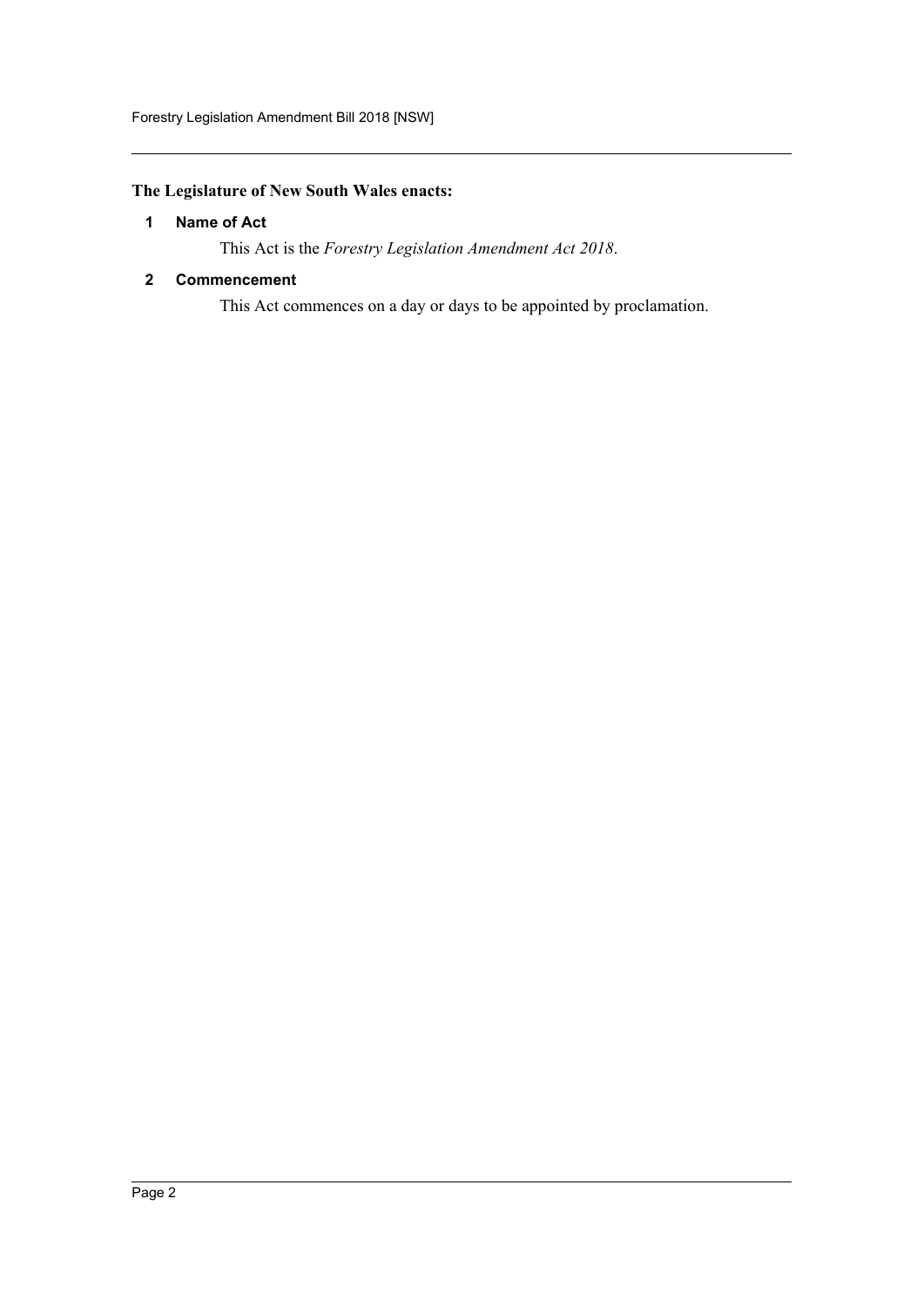**The Legislature of New South Wales enacts:**

### 1 Name of Act

This Act is the *Forestry Legislation Amendment Act 2018*.

### 2 Commencement

This Act commences on a day or days to be appointed by proclamation.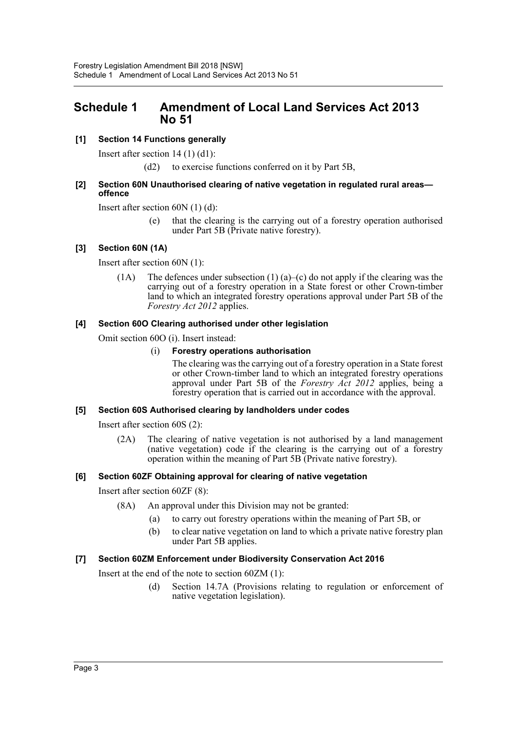# Schedule 1 Amendment of Local Land Services Act 2013 No 51

**[1] Section 14 Functions generally**

Insert after section 14 (1) (d1):

(d2) to exercise functions conferred on it by Part 5B,

**[2] Section 60N Unauthorised clearing of native vegetation in regulated rural areas—offence**

Insert after section 60N (1) (d):

(e) that the clearing is the carrying out of a forestry operation authorised under Part 5B (Private native forestry).

**[3] Section 60N (1A)**

Insert after section 60N (1):

(1A) The defences under subsection (1) (a)–(c) do not apply if the clearing was the carrying out of a forestry operation in a State forest or other Crown-timber land to which an integrated forestry operations approval under Part 5B of the *Forestry Act 2012* applies.

**[4] Section 60O Clearing authorised under other legislation**

Omit section 60O (i). Insert instead:

(i) **Forestry operations authorisation**

The clearing was the carrying out of a forestry operation in a State forest or other Crown-timber land to which an integrated forestry operations approval under Part 5B of the *Forestry Act 2012* applies, being a forestry operation that is carried out in accordance with the approval.

**[5] Section 60S Authorised clearing by landholders under codes**

Insert after section 60S (2):

(2A) The clearing of native vegetation is not authorised by a land management (native vegetation) code if the clearing is the carrying out of a forestry operation within the meaning of Part 5B (Private native forestry).

**[6] Section 60ZF Obtaining approval for clearing of native vegetation**

Insert after section 60ZF (8):

(8A) An approval under this Division may not be granted:

(a) to carry out forestry operations within the meaning of Part 5B, or

(b) to clear native vegetation on land to which a private native forestry plan under Part 5B applies.

**[7] Section 60ZM Enforcement under Biodiversity Conservation Act 2016**

Insert at the end of the note to section 60ZM (1):

(d) Section 14.7A (Provisions relating to regulation or enforcement of native vegetation legislation).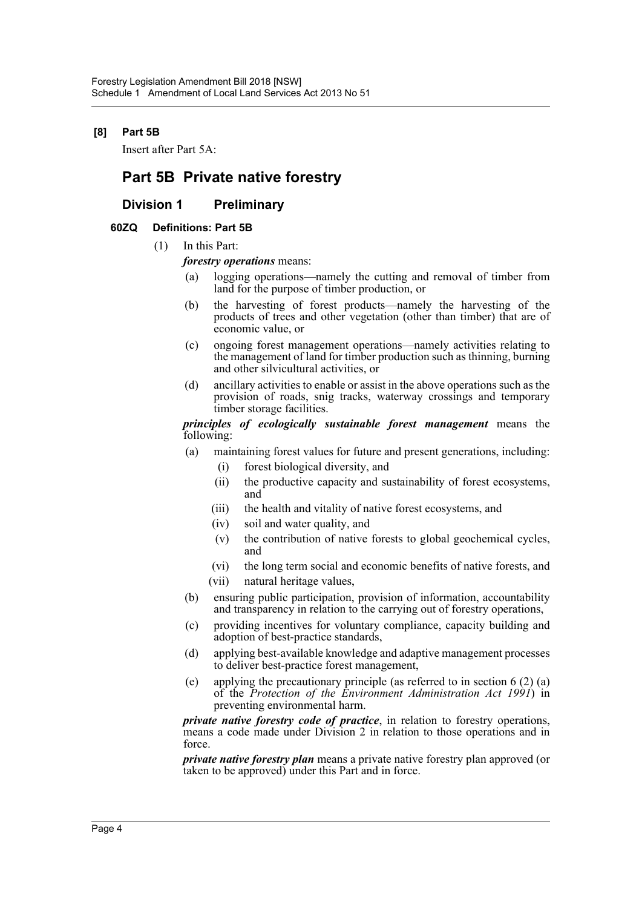**[8] Part 5B**

Insert after Part 5A:

# Part 5B Private native forestry

## Division 1 Preliminary

### 60ZQ Definitions: Part 5B

(1) In this Part:

***forestry operations*** means:

- (a) logging operations—namely the cutting and removal of timber from land for the purpose of timber production, or
- (b) the harvesting of forest products—namely the harvesting of the products of trees and other vegetation (other than timber) that are of economic value, or
- (c) ongoing forest management operations—namely activities relating to the management of land for timber production such as thinning, burning and other silvicultural activities, or
- (d) ancillary activities to enable or assist in the above operations such as the provision of roads, snig tracks, waterway crossings and temporary timber storage facilities.

***principles of ecologically sustainable forest management*** means the following:

- (a) maintaining forest values for future and present generations, including:
  - (i) forest biological diversity, and
  - (ii) the productive capacity and sustainability of forest ecosystems, and
  - (iii) the health and vitality of native forest ecosystems, and
  - (iv) soil and water quality, and
  - (v) the contribution of native forests to global geochemical cycles, and
  - (vi) the long term social and economic benefits of native forests, and
  - (vii) natural heritage values,
- (b) ensuring public participation, provision of information, accountability and transparency in relation to the carrying out of forestry operations,
- (c) providing incentives for voluntary compliance, capacity building and adoption of best-practice standards,
- (d) applying best-available knowledge and adaptive management processes to deliver best-practice forest management,
- (e) applying the precautionary principle (as referred to in section 6 (2) (a) of the *Protection of the Environment Administration Act 1991*) in preventing environmental harm.

***private native forestry code of practice***, in relation to forestry operations, means a code made under Division 2 in relation to those operations and in force.

***private native forestry plan*** means a private native forestry plan approved (or taken to be approved) under this Part and in force.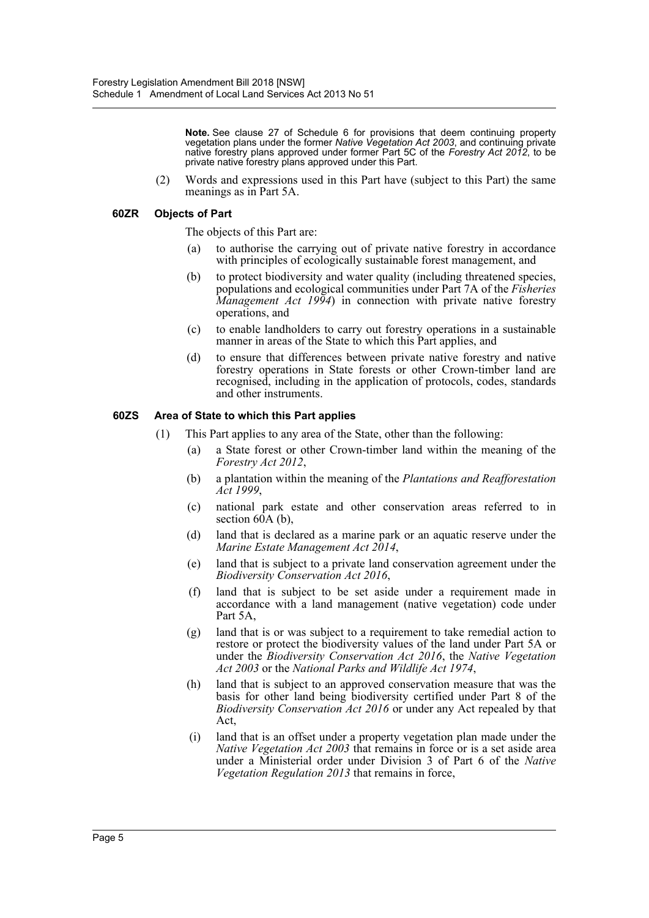**Note.** See clause 27 of Schedule 6 for provisions that deem continuing property vegetation plans under the former *Native Vegetation Act 2003*, and continuing private native forestry plans approved under former Part 5C of the *Forestry Act 2012*, to be private native forestry plans approved under this Part.

(2) Words and expressions used in this Part have (subject to this Part) the same meanings as in Part 5A.

### 60ZR Objects of Part

The objects of this Part are:

(a) to authorise the carrying out of private native forestry in accordance with principles of ecologically sustainable forest management, and

(b) to protect biodiversity and water quality (including threatened species, populations and ecological communities under Part 7A of the *Fisheries Management Act 1994*) in connection with private native forestry operations, and

(c) to enable landholders to carry out forestry operations in a sustainable manner in areas of the State to which this Part applies, and

(d) to ensure that differences between private native forestry and native forestry operations in State forests or other Crown-timber land are recognised, including in the application of protocols, codes, standards and other instruments.

### 60ZS Area of State to which this Part applies

(1) This Part applies to any area of the State, other than the following:

(a) a State forest or other Crown-timber land within the meaning of the *Forestry Act 2012*,

(b) a plantation within the meaning of the *Plantations and Reafforestation Act 1999*,

(c) national park estate and other conservation areas referred to in section 60A (b),

(d) land that is declared as a marine park or an aquatic reserve under the *Marine Estate Management Act 2014*,

(e) land that is subject to a private land conservation agreement under the *Biodiversity Conservation Act 2016*,

(f) land that is subject to be set aside under a requirement made in accordance with a land management (native vegetation) code under Part 5A,

(g) land that is or was subject to a requirement to take remedial action to restore or protect the biodiversity values of the land under Part 5A or under the *Biodiversity Conservation Act 2016*, the *Native Vegetation Act 2003* or the *National Parks and Wildlife Act 1974*,

(h) land that is subject to an approved conservation measure that was the basis for other land being biodiversity certified under Part 8 of the *Biodiversity Conservation Act 2016* or under any Act repealed by that Act,

(i) land that is an offset under a property vegetation plan made under the *Native Vegetation Act 2003* that remains in force or is a set aside area under a Ministerial order under Division 3 of Part 6 of the *Native Vegetation Regulation 2013* that remains in force,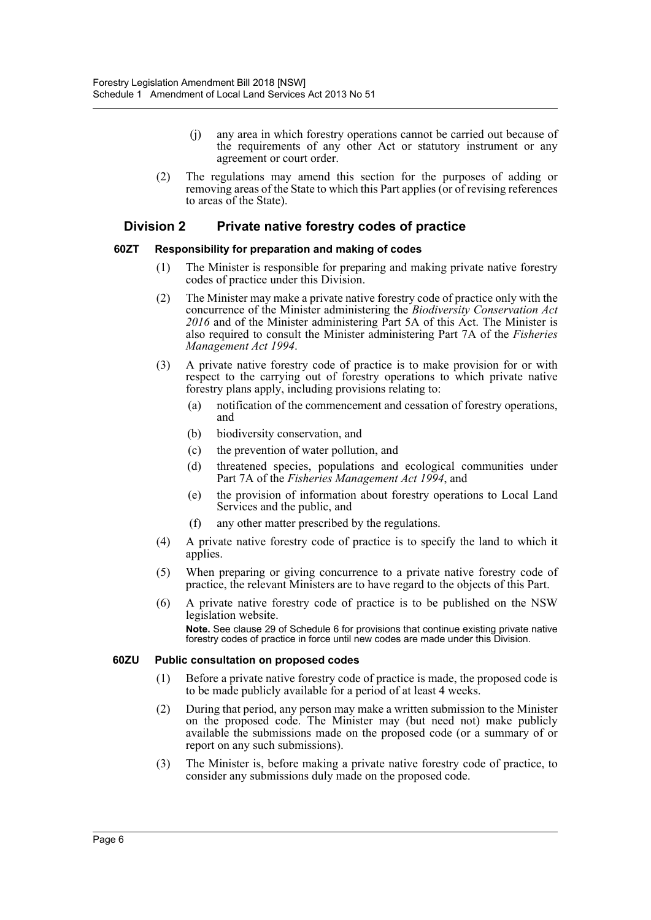(j) any area in which forestry operations cannot be carried out because of the requirements of any other Act or statutory instrument or any agreement or court order.

(2) The regulations may amend this section for the purposes of adding or removing areas of the State to which this Part applies (or of revising references to areas of the State).

## Division 2 Private native forestry codes of practice

#### 60ZT Responsibility for preparation and making of codes

(1) The Minister is responsible for preparing and making private native forestry codes of practice under this Division.

(2) The Minister may make a private native forestry code of practice only with the concurrence of the Minister administering the *Biodiversity Conservation Act 2016* and of the Minister administering Part 5A of this Act. The Minister is also required to consult the Minister administering Part 7A of the *Fisheries Management Act 1994*.

(3) A private native forestry code of practice is to make provision for or with respect to the carrying out of forestry operations to which private native forestry plans apply, including provisions relating to:

- (a) notification of the commencement and cessation of forestry operations, and
- (b) biodiversity conservation, and
- (c) the prevention of water pollution, and
- (d) threatened species, populations and ecological communities under Part 7A of the *Fisheries Management Act 1994*, and
- (e) the provision of information about forestry operations to Local Land Services and the public, and
- (f) any other matter prescribed by the regulations.

(4) A private native forestry code of practice is to specify the land to which it applies.

(5) When preparing or giving concurrence to a private native forestry code of practice, the relevant Ministers are to have regard to the objects of this Part.

(6) A private native forestry code of practice is to be published on the NSW legislation website.

**Note.** See clause 29 of Schedule 6 for provisions that continue existing private native forestry codes of practice in force until new codes are made under this Division.

#### 60ZU Public consultation on proposed codes

(1) Before a private native forestry code of practice is made, the proposed code is to be made publicly available for a period of at least 4 weeks.

(2) During that period, any person may make a written submission to the Minister on the proposed code. The Minister may (but need not) make publicly available the submissions made on the proposed code (or a summary of or report on any such submissions).

(3) The Minister is, before making a private native forestry code of practice, to consider any submissions duly made on the proposed code.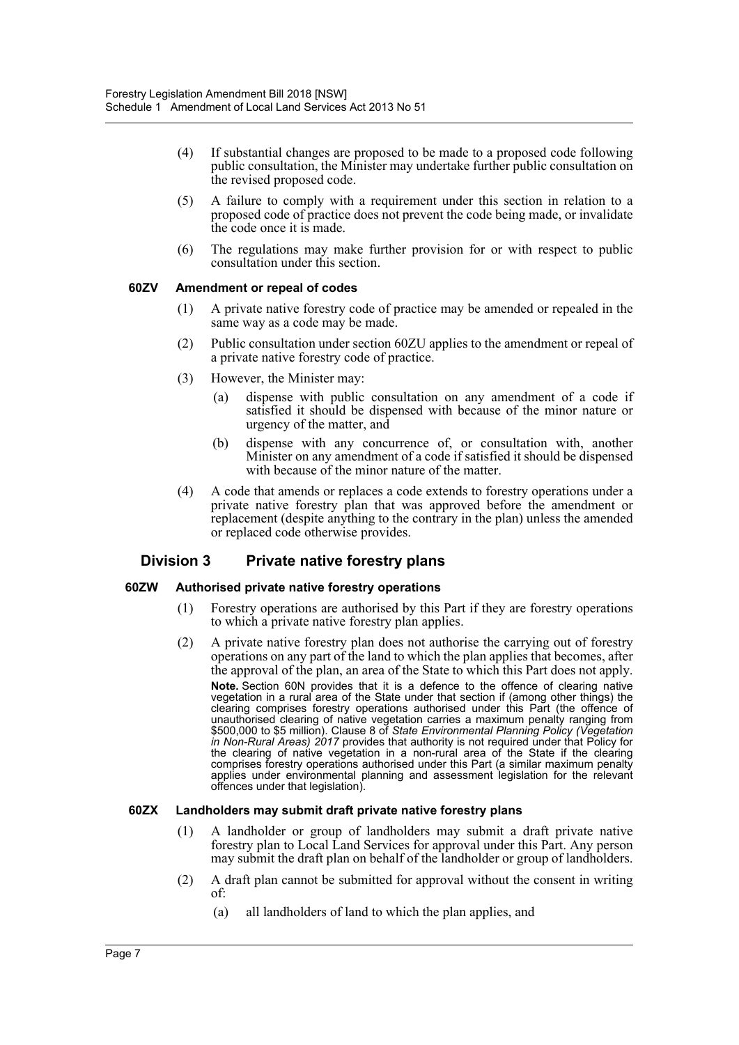(4) If substantial changes are proposed to be made to a proposed code following public consultation, the Minister may undertake further public consultation on the revised proposed code.

(5) A failure to comply with a requirement under this section in relation to a proposed code of practice does not prevent the code being made, or invalidate the code once it is made.

(6) The regulations may make further provision for or with respect to public consultation under this section.

#### 60ZV Amendment or repeal of codes

(1) A private native forestry code of practice may be amended or repealed in the same way as a code may be made.

(2) Public consultation under section 60ZU applies to the amendment or repeal of a private native forestry code of practice.

(3) However, the Minister may:

- (a) dispense with public consultation on any amendment of a code if satisfied it should be dispensed with because of the minor nature or urgency of the matter, and
- (b) dispense with any concurrence of, or consultation with, another Minister on any amendment of a code if satisfied it should be dispensed with because of the minor nature of the matter.

(4) A code that amends or replaces a code extends to forestry operations under a private native forestry plan that was approved before the amendment or replacement (despite anything to the contrary in the plan) unless the amended or replaced code otherwise provides.

### Division 3 Private native forestry plans

#### 60ZW Authorised private native forestry operations

(1) Forestry operations are authorised by this Part if they are forestry operations to which a private native forestry plan applies.

(2) A private native forestry plan does not authorise the carrying out of forestry operations on any part of the land to which the plan applies that becomes, after the approval of the plan, an area of the State to which this Part does not apply.

**Note.** Section 60N provides that it is a defence to the offence of clearing native vegetation in a rural area of the State under that section if (among other things) the clearing comprises forestry operations authorised under this Part (the offence of unauthorised clearing of native vegetation carries a maximum penalty ranging from \$500,000 to \$5 million). Clause 8 of *State Environmental Planning Policy (Vegetation in Non-Rural Areas) 2017* provides that authority is not required under that Policy for the clearing of native vegetation in a non-rural area of the State if the clearing comprises forestry operations authorised under this Part (a similar maximum penalty applies under environmental planning and assessment legislation for the relevant offences under that legislation).

#### 60ZX Landholders may submit draft private native forestry plans

(1) A landholder or group of landholders may submit a draft private native forestry plan to Local Land Services for approval under this Part. Any person may submit the draft plan on behalf of the landholder or group of landholders.

(2) A draft plan cannot be submitted for approval without the consent in writing of:

- (a) all landholders of land to which the plan applies, and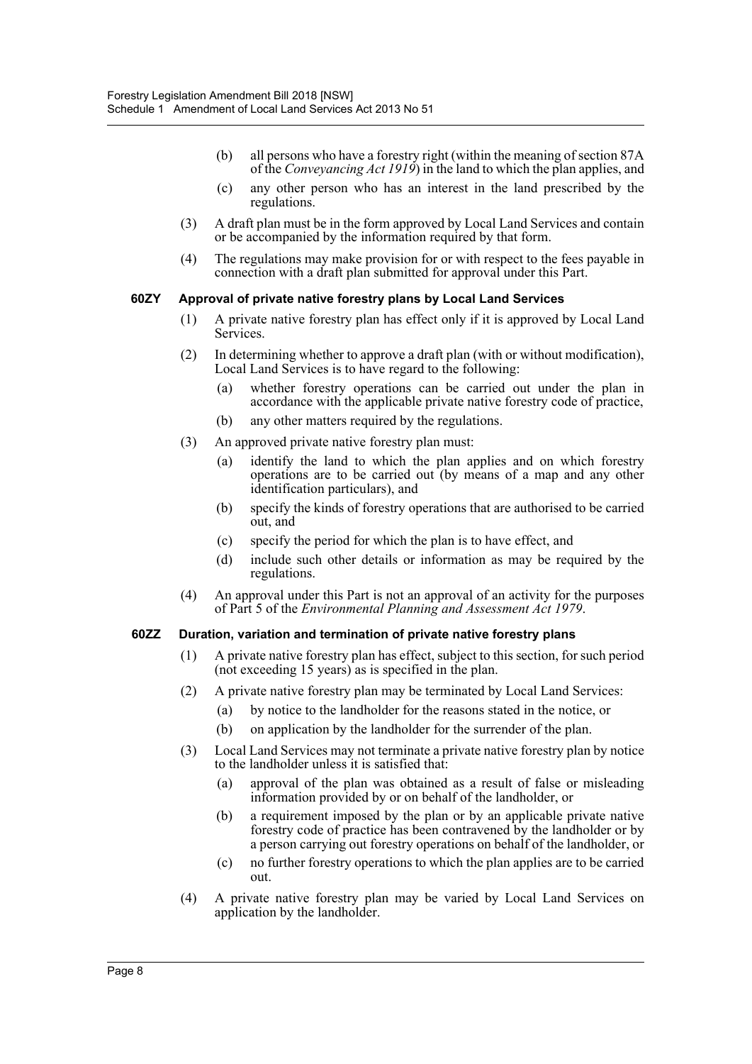(b) all persons who have a forestry right (within the meaning of section 87A of the *Conveyancing Act 1919*) in the land to which the plan applies, and

(c) any other person who has an interest in the land prescribed by the regulations.

(3) A draft plan must be in the form approved by Local Land Services and contain or be accompanied by the information required by that form.

(4) The regulations may make provision for or with respect to the fees payable in connection with a draft plan submitted for approval under this Part.

#### 60ZY Approval of private native forestry plans by Local Land Services

(1) A private native forestry plan has effect only if it is approved by Local Land Services.

(2) In determining whether to approve a draft plan (with or without modification), Local Land Services is to have regard to the following:

(a) whether forestry operations can be carried out under the plan in accordance with the applicable private native forestry code of practice,

(b) any other matters required by the regulations.

(3) An approved private native forestry plan must:

(a) identify the land to which the plan applies and on which forestry operations are to be carried out (by means of a map and any other identification particulars), and

(b) specify the kinds of forestry operations that are authorised to be carried out, and

(c) specify the period for which the plan is to have effect, and

(d) include such other details or information as may be required by the regulations.

(4) An approval under this Part is not an approval of an activity for the purposes of Part 5 of the *Environmental Planning and Assessment Act 1979*.

#### 60ZZ Duration, variation and termination of private native forestry plans

(1) A private native forestry plan has effect, subject to this section, for such period (not exceeding 15 years) as is specified in the plan.

(2) A private native forestry plan may be terminated by Local Land Services:

(a) by notice to the landholder for the reasons stated in the notice, or

(b) on application by the landholder for the surrender of the plan.

(3) Local Land Services may not terminate a private native forestry plan by notice to the landholder unless it is satisfied that:

(a) approval of the plan was obtained as a result of false or misleading information provided by or on behalf of the landholder, or

(b) a requirement imposed by the plan or by an applicable private native forestry code of practice has been contravened by the landholder or by a person carrying out forestry operations on behalf of the landholder, or

(c) no further forestry operations to which the plan applies are to be carried out.

(4) A private native forestry plan may be varied by Local Land Services on application by the landholder.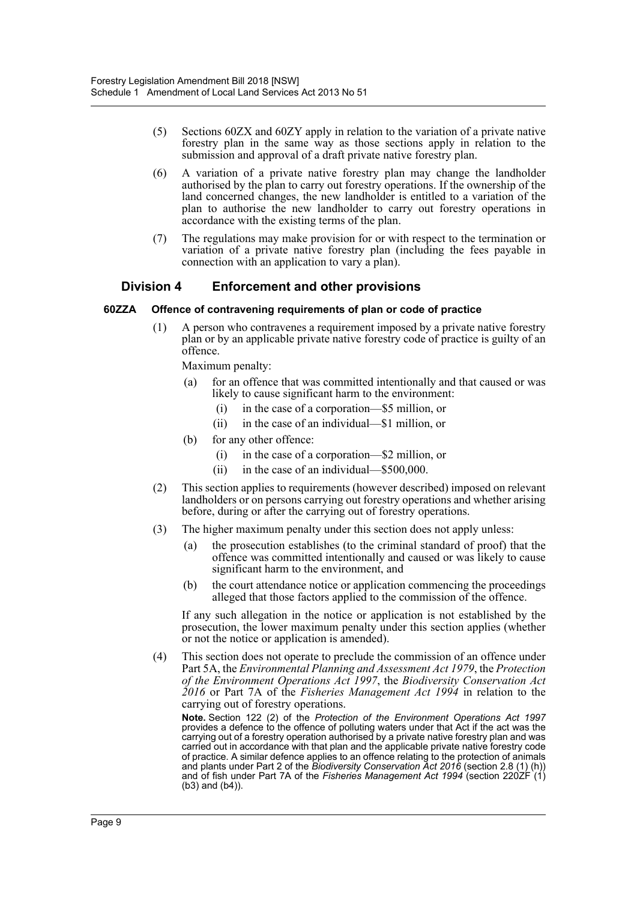(5) Sections 60ZX and 60ZY apply in relation to the variation of a private native forestry plan in the same way as those sections apply in relation to the submission and approval of a draft private native forestry plan.

(6) A variation of a private native forestry plan may change the landholder authorised by the plan to carry out forestry operations. If the ownership of the land concerned changes, the new landholder is entitled to a variation of the plan to authorise the new landholder to carry out forestry operations in accordance with the existing terms of the plan.

(7) The regulations may make provision for or with respect to the termination or variation of a private native forestry plan (including the fees payable in connection with an application to vary a plan).

## Division 4 Enforcement and other provisions

### 60ZZA Offence of contravening requirements of plan or code of practice

(1) A person who contravenes a requirement imposed by a private native forestry plan or by an applicable private native forestry code of practice is guilty of an offence.

Maximum penalty:

- (a) for an offence that was committed intentionally and that caused or was likely to cause significant harm to the environment:
  - (i) in the case of a corporation—$5 million, or
  - (ii) in the case of an individual—$1 million, or
- (b) for any other offence:
  - (i) in the case of a corporation—$2 million, or
  - (ii) in the case of an individual—$500,000.

(2) This section applies to requirements (however described) imposed on relevant landholders or on persons carrying out forestry operations and whether arising before, during or after the carrying out of forestry operations.

(3) The higher maximum penalty under this section does not apply unless:

- (a) the prosecution establishes (to the criminal standard of proof) that the offence was committed intentionally and caused or was likely to cause significant harm to the environment, and
- (b) the court attendance notice or application commencing the proceedings alleged that those factors applied to the commission of the offence.

If any such allegation in the notice or application is not established by the prosecution, the lower maximum penalty under this section applies (whether or not the notice or application is amended).

(4) This section does not operate to preclude the commission of an offence under Part 5A, the *Environmental Planning and Assessment Act 1979*, the *Protection of the Environment Operations Act 1997*, the *Biodiversity Conservation Act 2016* or Part 7A of the *Fisheries Management Act 1994* in relation to the carrying out of forestry operations.

**Note.** Section 122 (2) of the *Protection of the Environment Operations Act 1997* provides a defence to the offence of polluting waters under that Act if the act was the carrying out of a forestry operation authorised by a private native forestry plan and was carried out in accordance with that plan and the applicable private native forestry code of practice. A similar defence applies to an offence relating to the protection of animals and plants under Part 2 of the *Biodiversity Conservation Act 2016* (section 2.8 (1) (h)) and of fish under Part 7A of the *Fisheries Management Act 1994* (section 220ZF (1) (b3) and (b4)).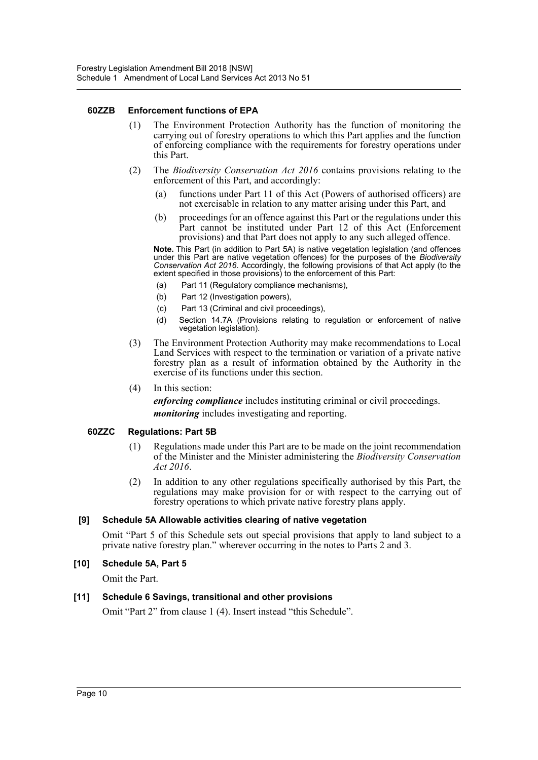#### 60ZZB Enforcement functions of EPA

(1) The Environment Protection Authority has the function of monitoring the carrying out of forestry operations to which this Part applies and the function of enforcing compliance with the requirements for forestry operations under this Part.

(2) The *Biodiversity Conservation Act 2016* contains provisions relating to the enforcement of this Part, and accordingly:

(a) functions under Part 11 of this Act (Powers of authorised officers) are not exercisable in relation to any matter arising under this Part, and

(b) proceedings for an offence against this Part or the regulations under this Part cannot be instituted under Part 12 of this Act (Enforcement provisions) and that Part does not apply to any such alleged offence.

**Note.** This Part (in addition to Part 5A) is native vegetation legislation (and offences under this Part are native vegetation offences) for the purposes of the *Biodiversity Conservation Act 2016*. Accordingly, the following provisions of that Act apply (to the extent specified in those provisions) to the enforcement of this Part:

(a) Part 11 (Regulatory compliance mechanisms),

(b) Part 12 (Investigation powers),

(c) Part 13 (Criminal and civil proceedings),

(d) Section 14.7A (Provisions relating to regulation or enforcement of native vegetation legislation).

(3) The Environment Protection Authority may make recommendations to Local Land Services with respect to the termination or variation of a private native forestry plan as a result of information obtained by the Authority in the exercise of its functions under this section.

(4) In this section:

***enforcing compliance*** includes instituting criminal or civil proceedings.

***monitoring*** includes investigating and reporting.

#### 60ZZC Regulations: Part 5B

(1) Regulations made under this Part are to be made on the joint recommendation of the Minister and the Minister administering the *Biodiversity Conservation Act 2016*.

(2) In addition to any other regulations specifically authorised by this Part, the regulations may make provision for or with respect to the carrying out of forestry operations to which private native forestry plans apply.

### [9] Schedule 5A Allowable activities clearing of native vegetation

Omit "Part 5 of this Schedule sets out special provisions that apply to land subject to a private native forestry plan." wherever occurring in the notes to Parts 2 and 3.

### [10] Schedule 5A, Part 5

Omit the Part.

### [11] Schedule 6 Savings, transitional and other provisions

Omit "Part 2" from clause 1 (4). Insert instead "this Schedule".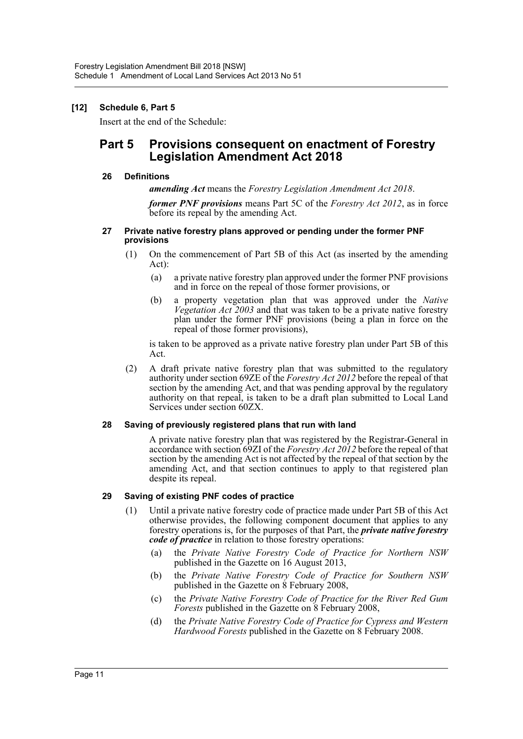**[12] Schedule 6, Part 5**

Insert at the end of the Schedule:

# Part 5 Provisions consequent on enactment of Forestry Legislation Amendment Act 2018

### 26 Definitions

***amending Act*** means the *Forestry Legislation Amendment Act 2018*.

***former PNF provisions*** means Part 5C of the *Forestry Act 2012*, as in force before its repeal by the amending Act.

### 27 Private native forestry plans approved or pending under the former PNF provisions

(1) On the commencement of Part 5B of this Act (as inserted by the amending Act):

(a) a private native forestry plan approved under the former PNF provisions and in force on the repeal of those former provisions, or

(b) a property vegetation plan that was approved under the *Native Vegetation Act 2003* and that was taken to be a private native forestry plan under the former PNF provisions (being a plan in force on the repeal of those former provisions),

is taken to be approved as a private native forestry plan under Part 5B of this Act.

(2) A draft private native forestry plan that was submitted to the regulatory authority under section 69ZE of the *Forestry Act 2012* before the repeal of that section by the amending Act, and that was pending approval by the regulatory authority on that repeal, is taken to be a draft plan submitted to Local Land Services under section 60ZX.

### 28 Saving of previously registered plans that run with land

A private native forestry plan that was registered by the Registrar-General in accordance with section 69ZI of the *Forestry Act 2012* before the repeal of that section by the amending Act is not affected by the repeal of that section by the amending Act, and that section continues to apply to that registered plan despite its repeal.

### 29 Saving of existing PNF codes of practice

(1) Until a private native forestry code of practice made under Part 5B of this Act otherwise provides, the following component document that applies to any forestry operations is, for the purposes of that Part, the ***private native forestry code of practice*** in relation to those forestry operations:

(a) the *Private Native Forestry Code of Practice for Northern NSW* published in the Gazette on 16 August 2013,

(b) the *Private Native Forestry Code of Practice for Southern NSW* published in the Gazette on 8 February 2008,

(c) the *Private Native Forestry Code of Practice for the River Red Gum Forests* published in the Gazette on 8 February 2008,

(d) the *Private Native Forestry Code of Practice for Cypress and Western Hardwood Forests* published in the Gazette on 8 February 2008.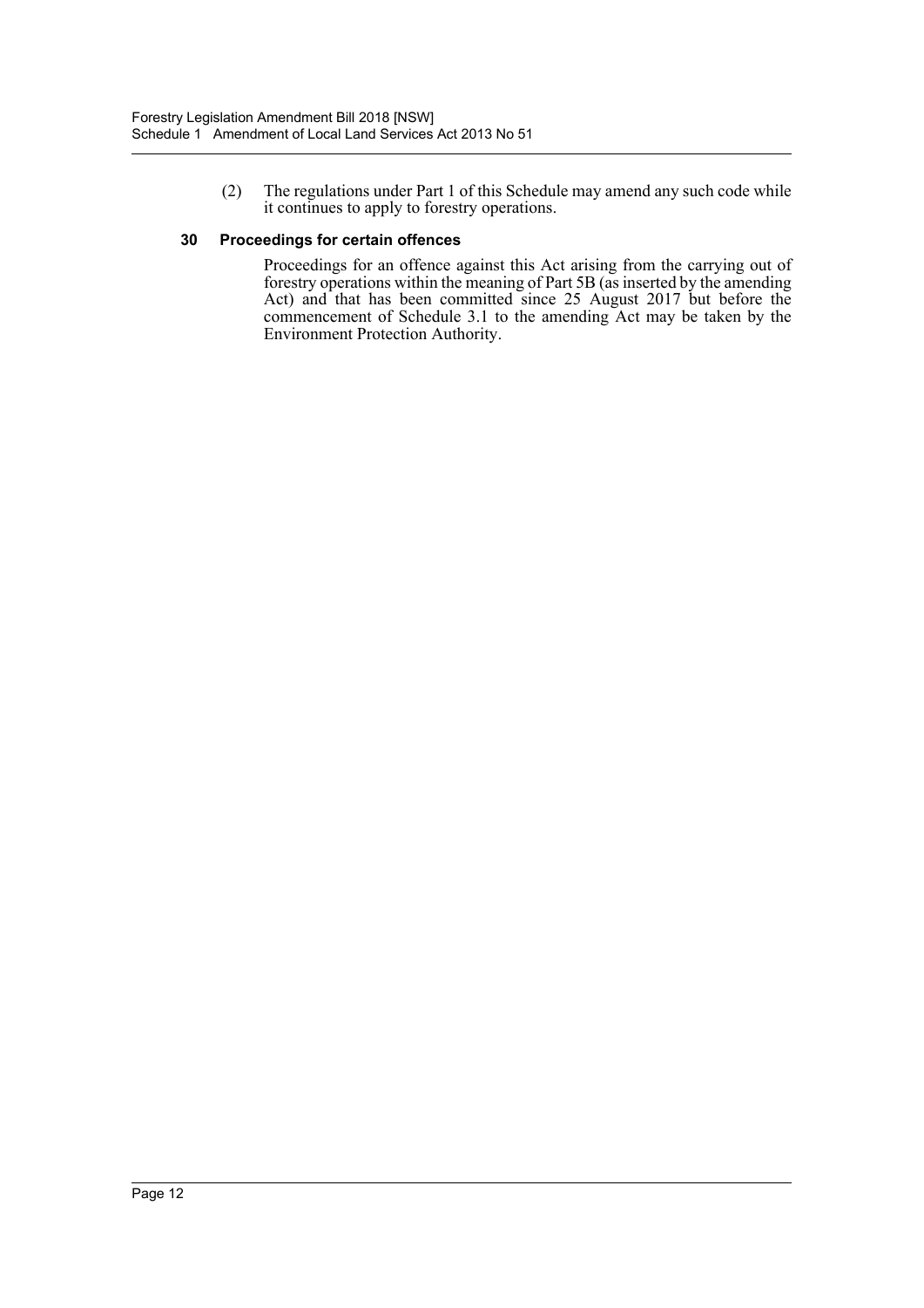(2) The regulations under Part 1 of this Schedule may amend any such code while it continues to apply to forestry operations.

### 30 Proceedings for certain offences

Proceedings for an offence against this Act arising from the carrying out of forestry operations within the meaning of Part 5B (as inserted by the amending Act) and that has been committed since 25 August 2017 but before the commencement of Schedule 3.1 to the amending Act may be taken by the Environment Protection Authority.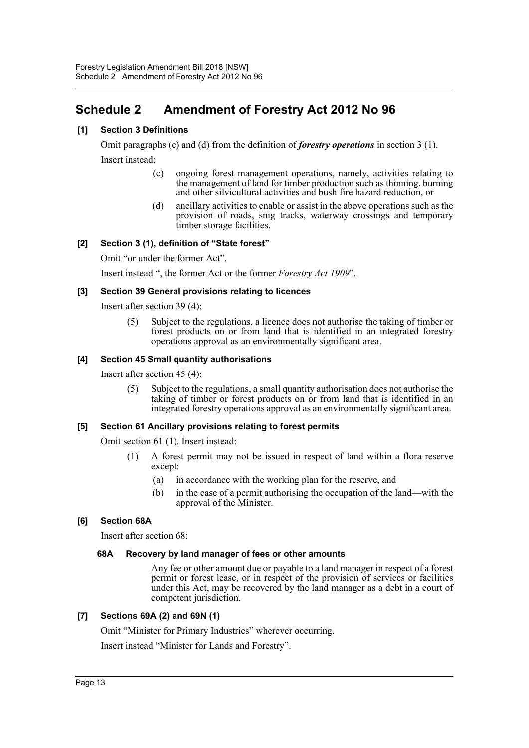# Schedule 2 Amendment of Forestry Act 2012 No 96

### [1] Section 3 Definitions

Omit paragraphs (c) and (d) from the definition of ***forestry operations*** in section 3 (1).

Insert instead:

> (c) ongoing forest management operations, namely, activities relating to the management of land for timber production such as thinning, burning and other silvicultural activities and bush fire hazard reduction, or
>
> (d) ancillary activities to enable or assist in the above operations such as the provision of roads, snig tracks, waterway crossings and temporary timber storage facilities.

### [2] Section 3 (1), definition of "State forest"

Omit "or under the former Act".

Insert instead ", the former Act or the former *Forestry Act 1909*".

### [3] Section 39 General provisions relating to licences

Insert after section 39 (4):

> (5) Subject to the regulations, a licence does not authorise the taking of timber or forest products on or from land that is identified in an integrated forestry operations approval as an environmentally significant area.

### [4] Section 45 Small quantity authorisations

Insert after section 45 (4):

> (5) Subject to the regulations, a small quantity authorisation does not authorise the taking of timber or forest products on or from land that is identified in an integrated forestry operations approval as an environmentally significant area.

### [5] Section 61 Ancillary provisions relating to forest permits

Omit section 61 (1). Insert instead:

> (1) A forest permit may not be issued in respect of land within a flora reserve except:
>
> (a) in accordance with the working plan for the reserve, and
>
> (b) in the case of a permit authorising the occupation of the land—with the approval of the Minister.

### [6] Section 68A

Insert after section 68:

> **68A Recovery by land manager of fees or other amounts**
>
> Any fee or other amount due or payable to a land manager in respect of a forest permit or forest lease, or in respect of the provision of services or facilities under this Act, may be recovered by the land manager as a debt in a court of competent jurisdiction.

### [7] Sections 69A (2) and 69N (1)

Omit "Minister for Primary Industries" wherever occurring.

Insert instead "Minister for Lands and Forestry".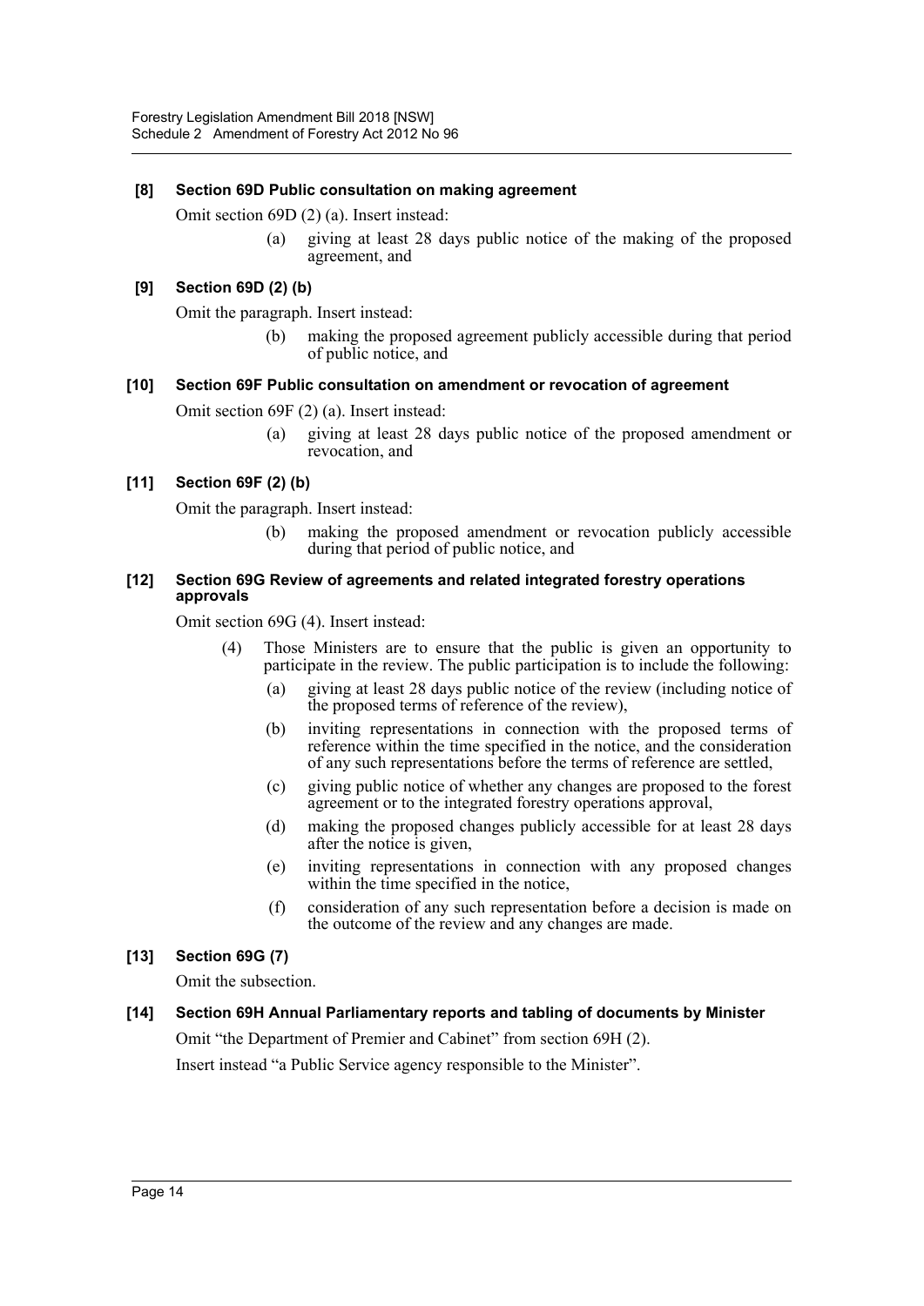### [8] Section 69D Public consultation on making agreement

Omit section 69D (2) (a). Insert instead:

> (a) giving at least 28 days public notice of the making of the proposed agreement, and

### [9] Section 69D (2) (b)

Omit the paragraph. Insert instead:

> (b) making the proposed agreement publicly accessible during that period of public notice, and

### [10] Section 69F Public consultation on amendment or revocation of agreement

Omit section 69F (2) (a). Insert instead:

> (a) giving at least 28 days public notice of the proposed amendment or revocation, and

### [11] Section 69F (2) (b)

Omit the paragraph. Insert instead:

> (b) making the proposed amendment or revocation publicly accessible during that period of public notice, and

### [12] Section 69G Review of agreements and related integrated forestry operations approvals

Omit section 69G (4). Insert instead:

> (4) Those Ministers are to ensure that the public is given an opportunity to participate in the review. The public participation is to include the following:
>
> (a) giving at least 28 days public notice of the review (including notice of the proposed terms of reference of the review),
>
> (b) inviting representations in connection with the proposed terms of reference within the time specified in the notice, and the consideration of any such representations before the terms of reference are settled,
>
> (c) giving public notice of whether any changes are proposed to the forest agreement or to the integrated forestry operations approval,
>
> (d) making the proposed changes publicly accessible for at least 28 days after the notice is given,
>
> (e) inviting representations in connection with any proposed changes within the time specified in the notice,
>
> (f) consideration of any such representation before a decision is made on the outcome of the review and any changes are made.

### [13] Section 69G (7)

Omit the subsection.

### [14] Section 69H Annual Parliamentary reports and tabling of documents by Minister

Omit "the Department of Premier and Cabinet" from section 69H (2).

Insert instead "a Public Service agency responsible to the Minister".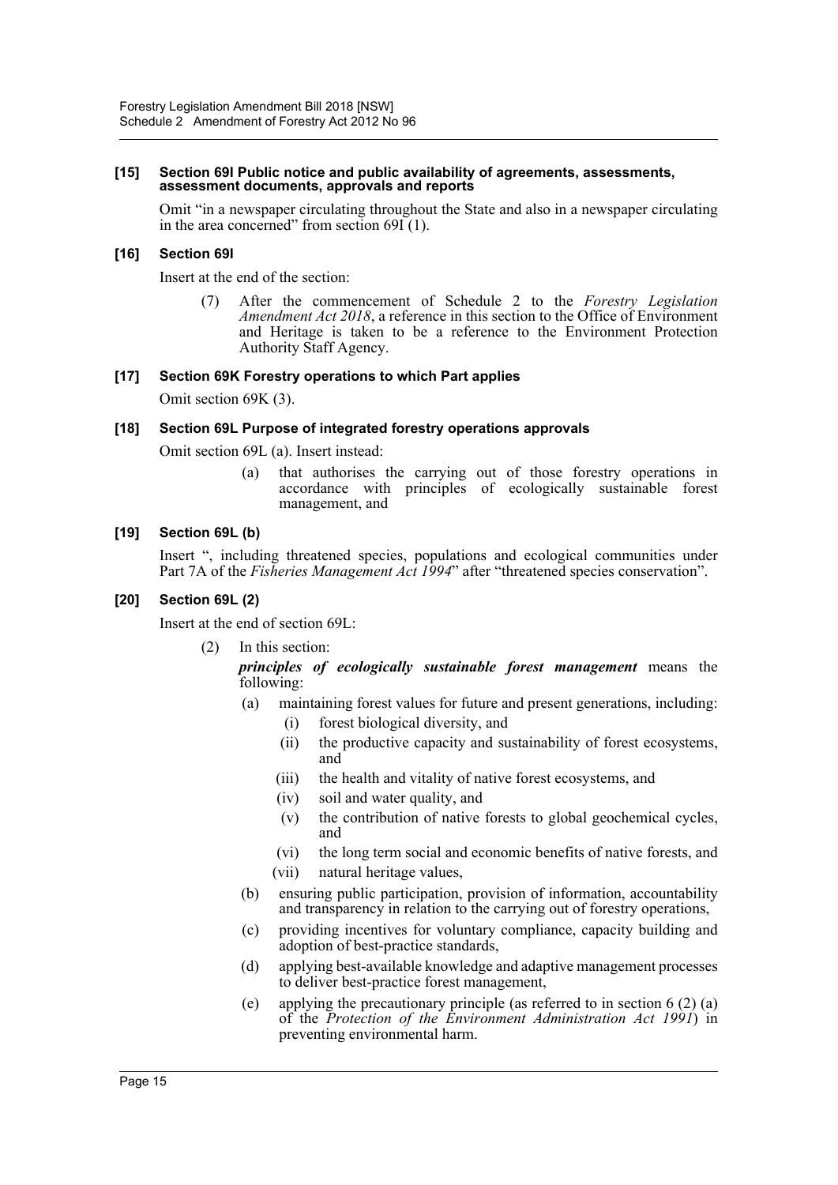#### [15] Section 69I Public notice and public availability of agreements, assessments, assessment documents, approvals and reports

Omit "in a newspaper circulating throughout the State and also in a newspaper circulating in the area concerned" from section 69I (1).

#### [16] Section 69I

Insert at the end of the section:

(7) After the commencement of Schedule 2 to the *Forestry Legislation Amendment Act 2018*, a reference in this section to the Office of Environment and Heritage is taken to be a reference to the Environment Protection Authority Staff Agency.

#### [17] Section 69K Forestry operations to which Part applies

Omit section 69K (3).

#### [18] Section 69L Purpose of integrated forestry operations approvals

Omit section 69L (a). Insert instead:

(a) that authorises the carrying out of those forestry operations in accordance with principles of ecologically sustainable forest management, and

#### [19] Section 69L (b)

Insert ", including threatened species, populations and ecological communities under Part 7A of the *Fisheries Management Act 1994*" after "threatened species conservation".

#### [20] Section 69L (2)

Insert at the end of section 69L:

(2) In this section:

***principles of ecologically sustainable forest management*** means the following:

- (a) maintaining forest values for future and present generations, including:
  - (i) forest biological diversity, and
  - (ii) the productive capacity and sustainability of forest ecosystems, and
  - (iii) the health and vitality of native forest ecosystems, and
  - (iv) soil and water quality, and
  - (v) the contribution of native forests to global geochemical cycles, and
  - (vi) the long term social and economic benefits of native forests, and
  - (vii) natural heritage values,
- (b) ensuring public participation, provision of information, accountability and transparency in relation to the carrying out of forestry operations,
- (c) providing incentives for voluntary compliance, capacity building and adoption of best-practice standards,
- (d) applying best-available knowledge and adaptive management processes to deliver best-practice forest management,
- (e) applying the precautionary principle (as referred to in section 6 (2) (a) of the *Protection of the Environment Administration Act 1991*) in preventing environmental harm.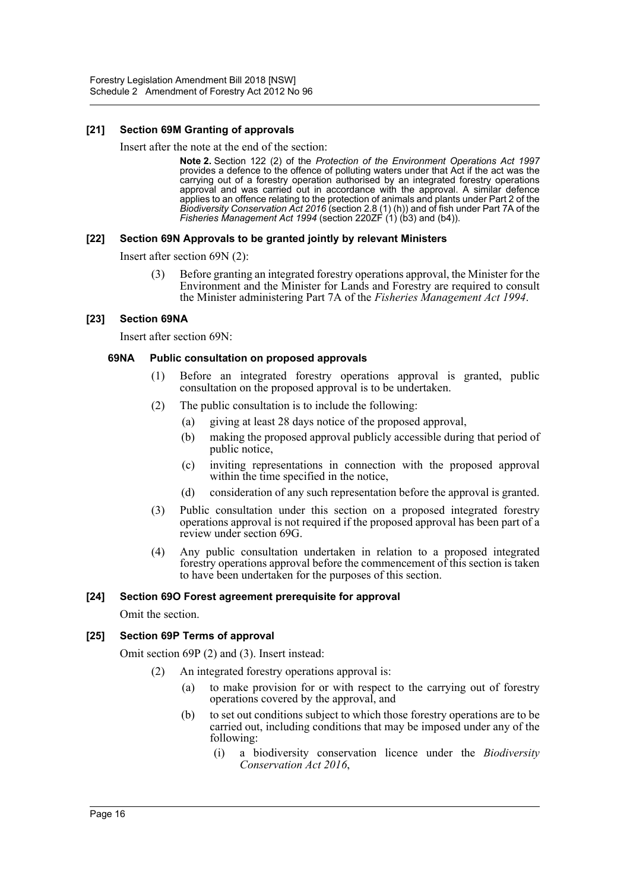#### [21] Section 69M Granting of approvals

Insert after the note at the end of the section:

> **Note 2.** Section 122 (2) of the *Protection of the Environment Operations Act 1997* provides a defence to the offence of polluting waters under that Act if the act was the carrying out of a forestry operation authorised by an integrated forestry operations approval and was carried out in accordance with the approval. A similar defence applies to an offence relating to the protection of animals and plants under Part 2 of the *Biodiversity Conservation Act 2016* (section 2.8 (1) (h)) and of fish under Part 7A of the *Fisheries Management Act 1994* (section 220ZF (1) (b3) and (b4)).

#### [22] Section 69N Approvals to be granted jointly by relevant Ministers

Insert after section 69N (2):

(3) Before granting an integrated forestry operations approval, the Minister for the Environment and the Minister for Lands and Forestry are required to consult the Minister administering Part 7A of the *Fisheries Management Act 1994*.

#### [23] Section 69NA

Insert after section 69N:

**69NA Public consultation on proposed approvals**

(1) Before an integrated forestry operations approval is granted, public consultation on the proposed approval is to be undertaken.

(2) The public consultation is to include the following:

(a) giving at least 28 days notice of the proposed approval,

(b) making the proposed approval publicly accessible during that period of public notice,

(c) inviting representations in connection with the proposed approval within the time specified in the notice,

(d) consideration of any such representation before the approval is granted.

(3) Public consultation under this section on a proposed integrated forestry operations approval is not required if the proposed approval has been part of a review under section 69G.

(4) Any public consultation undertaken in relation to a proposed integrated forestry operations approval before the commencement of this section is taken to have been undertaken for the purposes of this section.

#### [24] Section 69O Forest agreement prerequisite for approval

Omit the section.

#### [25] Section 69P Terms of approval

Omit section 69P (2) and (3). Insert instead:

(2) An integrated forestry operations approval is:

(a) to make provision for or with respect to the carrying out of forestry operations covered by the approval, and

(b) to set out conditions subject to which those forestry operations are to be carried out, including conditions that may be imposed under any of the following:

(i) a biodiversity conservation licence under the *Biodiversity Conservation Act 2016*,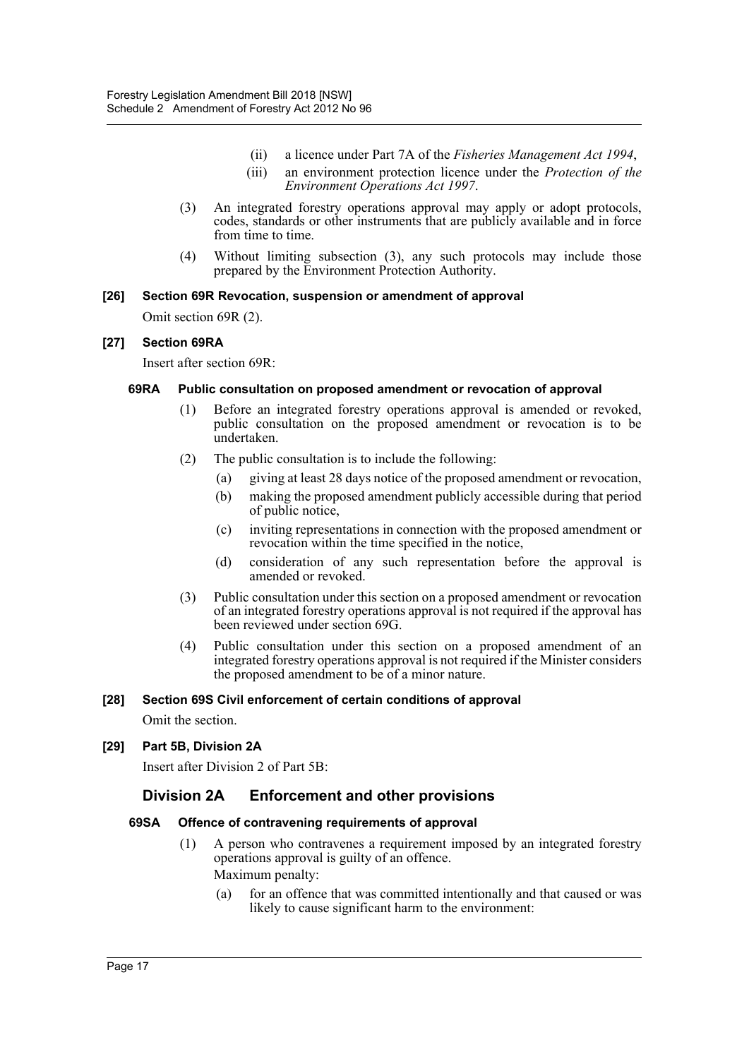(ii) a licence under Part 7A of the *Fisheries Management Act 1994*,

(iii) an environment protection licence under the *Protection of the Environment Operations Act 1997*.

(3) An integrated forestry operations approval may apply or adopt protocols, codes, standards or other instruments that are publicly available and in force from time to time.

(4) Without limiting subsection (3), any such protocols may include those prepared by the Environment Protection Authority.

**[26] Section 69R Revocation, suspension or amendment of approval**

Omit section 69R (2).

**[27] Section 69RA**

Insert after section 69R:

**69RA Public consultation on proposed amendment or revocation of approval**

(1) Before an integrated forestry operations approval is amended or revoked, public consultation on the proposed amendment or revocation is to be undertaken.

(2) The public consultation is to include the following:

(a) giving at least 28 days notice of the proposed amendment or revocation,

(b) making the proposed amendment publicly accessible during that period of public notice,

(c) inviting representations in connection with the proposed amendment or revocation within the time specified in the notice,

(d) consideration of any such representation before the approval is amended or revoked.

(3) Public consultation under this section on a proposed amendment or revocation of an integrated forestry operations approval is not required if the approval has been reviewed under section 69G.

(4) Public consultation under this section on a proposed amendment of an integrated forestry operations approval is not required if the Minister considers the proposed amendment to be of a minor nature.

**[28] Section 69S Civil enforcement of certain conditions of approval**

Omit the section.

**[29] Part 5B, Division 2A**

Insert after Division 2 of Part 5B:

## Division 2A Enforcement and other provisions

**69SA Offence of contravening requirements of approval**

(1) A person who contravenes a requirement imposed by an integrated forestry operations approval is guilty of an offence.

Maximum penalty:

(a) for an offence that was committed intentionally and that caused or was likely to cause significant harm to the environment: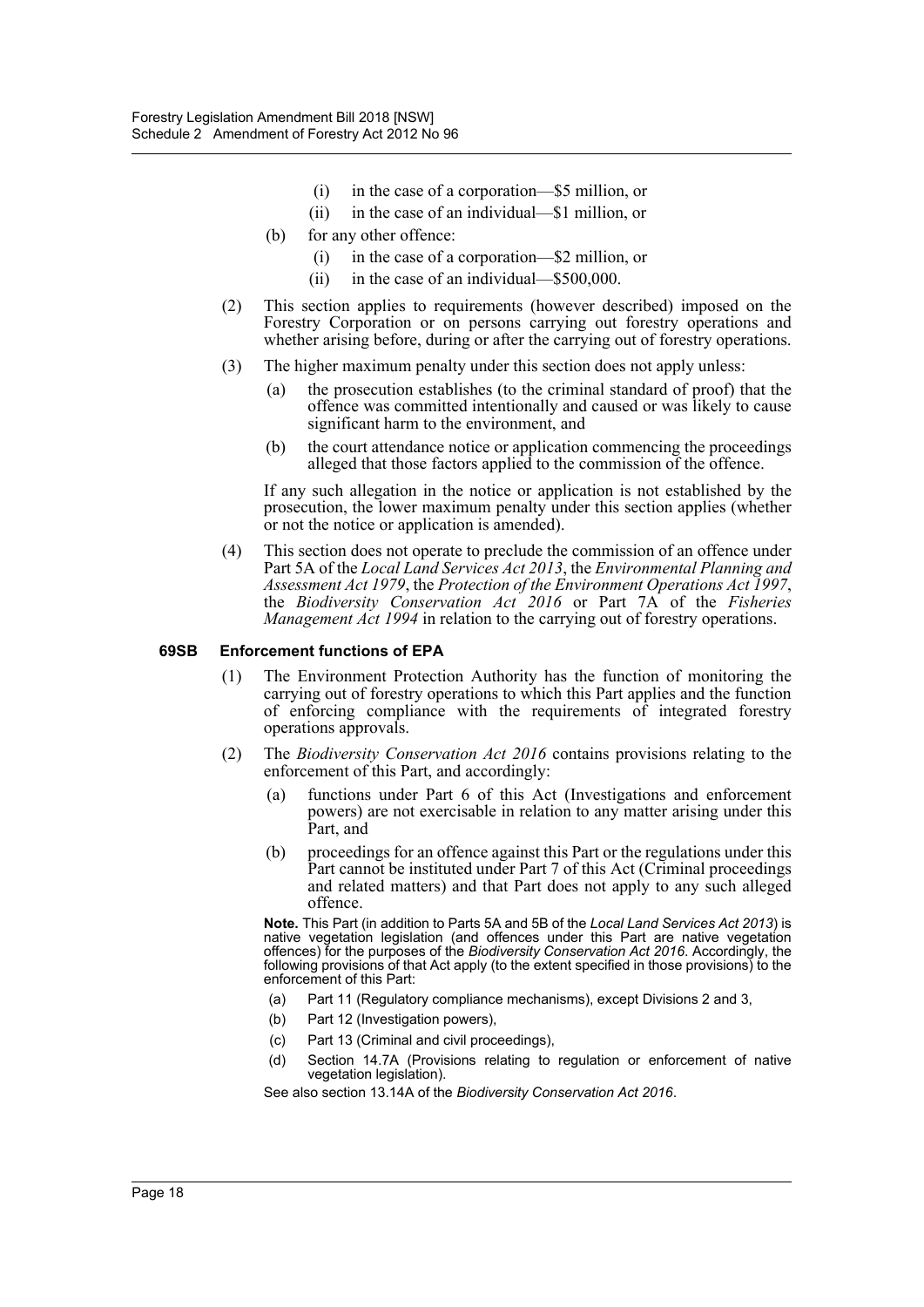(i) in the case of a corporation—$5 million, or

(ii) in the case of an individual—$1 million, or

(b) for any other offence:

(i) in the case of a corporation—$2 million, or

(ii) in the case of an individual—$500,000.

(2) This section applies to requirements (however described) imposed on the Forestry Corporation or on persons carrying out forestry operations and whether arising before, during or after the carrying out of forestry operations.

(3) The higher maximum penalty under this section does not apply unless:

(a) the prosecution establishes (to the criminal standard of proof) that the offence was committed intentionally and caused or was likely to cause significant harm to the environment, and

(b) the court attendance notice or application commencing the proceedings alleged that those factors applied to the commission of the offence.

If any such allegation in the notice or application is not established by the prosecution, the lower maximum penalty under this section applies (whether or not the notice or application is amended).

(4) This section does not operate to preclude the commission of an offence under Part 5A of the *Local Land Services Act 2013*, the *Environmental Planning and Assessment Act 1979*, the *Protection of the Environment Operations Act 1997*, the *Biodiversity Conservation Act 2016* or Part 7A of the *Fisheries Management Act 1994* in relation to the carrying out of forestry operations.

**69SB Enforcement functions of EPA**

(1) The Environment Protection Authority has the function of monitoring the carrying out of forestry operations to which this Part applies and the function of enforcing compliance with the requirements of integrated forestry operations approvals.

(2) The *Biodiversity Conservation Act 2016* contains provisions relating to the enforcement of this Part, and accordingly:

(a) functions under Part 6 of this Act (Investigations and enforcement powers) are not exercisable in relation to any matter arising under this Part, and

(b) proceedings for an offence against this Part or the regulations under this Part cannot be instituted under Part 7 of this Act (Criminal proceedings and related matters) and that Part does not apply to any such alleged offence.

**Note.** This Part (in addition to Parts 5A and 5B of the *Local Land Services Act 2013*) is native vegetation legislation (and offences under this Part are native vegetation offences) for the purposes of the *Biodiversity Conservation Act 2016*. Accordingly, the following provisions of that Act apply (to the extent specified in those provisions) to the enforcement of this Part:

(a) Part 11 (Regulatory compliance mechanisms), except Divisions 2 and 3,

(b) Part 12 (Investigation powers),

(c) Part 13 (Criminal and civil proceedings),

(d) Section 14.7A (Provisions relating to regulation or enforcement of native vegetation legislation).

See also section 13.14A of the *Biodiversity Conservation Act 2016*.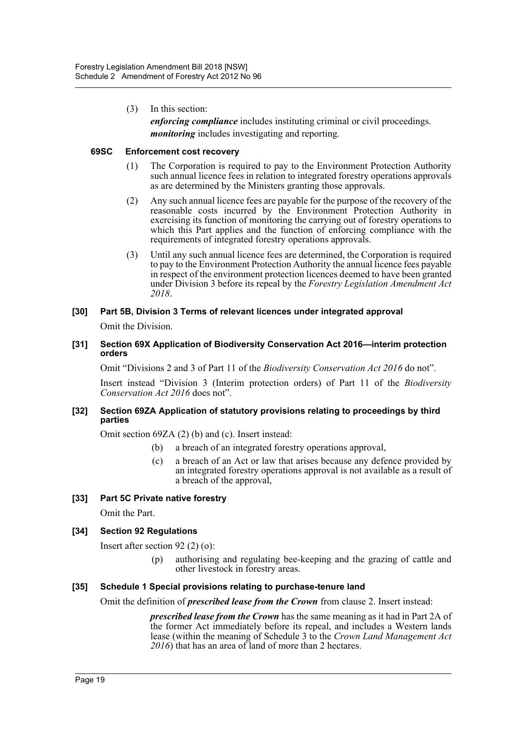(3) In this section:

***enforcing compliance*** includes instituting criminal or civil proceedings.

***monitoring*** includes investigating and reporting.

#### 69SC Enforcement cost recovery

(1) The Corporation is required to pay to the Environment Protection Authority such annual licence fees in relation to integrated forestry operations approvals as are determined by the Ministers granting those approvals.

(2) Any such annual licence fees are payable for the purpose of the recovery of the reasonable costs incurred by the Environment Protection Authority in exercising its function of monitoring the carrying out of forestry operations to which this Part applies and the function of enforcing compliance with the requirements of integrated forestry operations approvals.

(3) Until any such annual licence fees are determined, the Corporation is required to pay to the Environment Protection Authority the annual licence fees payable in respect of the environment protection licences deemed to have been granted under Division 3 before its repeal by the *Forestry Legislation Amendment Act 2018*.

### [30] Part 5B, Division 3 Terms of relevant licences under integrated approval

Omit the Division.

### [31] Section 69X Application of Biodiversity Conservation Act 2016—interim protection orders

Omit "Divisions 2 and 3 of Part 11 of the *Biodiversity Conservation Act 2016* do not".

Insert instead "Division 3 (Interim protection orders) of Part 11 of the *Biodiversity Conservation Act 2016* does not".

### [32] Section 69ZA Application of statutory provisions relating to proceedings by third parties

Omit section 69ZA (2) (b) and (c). Insert instead:

(b) a breach of an integrated forestry operations approval,

(c) a breach of an Act or law that arises because any defence provided by an integrated forestry operations approval is not available as a result of a breach of the approval,

### [33] Part 5C Private native forestry

Omit the Part.

### [34] Section 92 Regulations

Insert after section 92 (2) (o):

(p) authorising and regulating bee-keeping and the grazing of cattle and other livestock in forestry areas.

### [35] Schedule 1 Special provisions relating to purchase-tenure land

Omit the definition of ***prescribed lease from the Crown*** from clause 2. Insert instead:

***prescribed lease from the Crown*** has the same meaning as it had in Part 2A of the former Act immediately before its repeal, and includes a Western lands lease (within the meaning of Schedule 3 to the *Crown Land Management Act 2016*) that has an area of land of more than 2 hectares.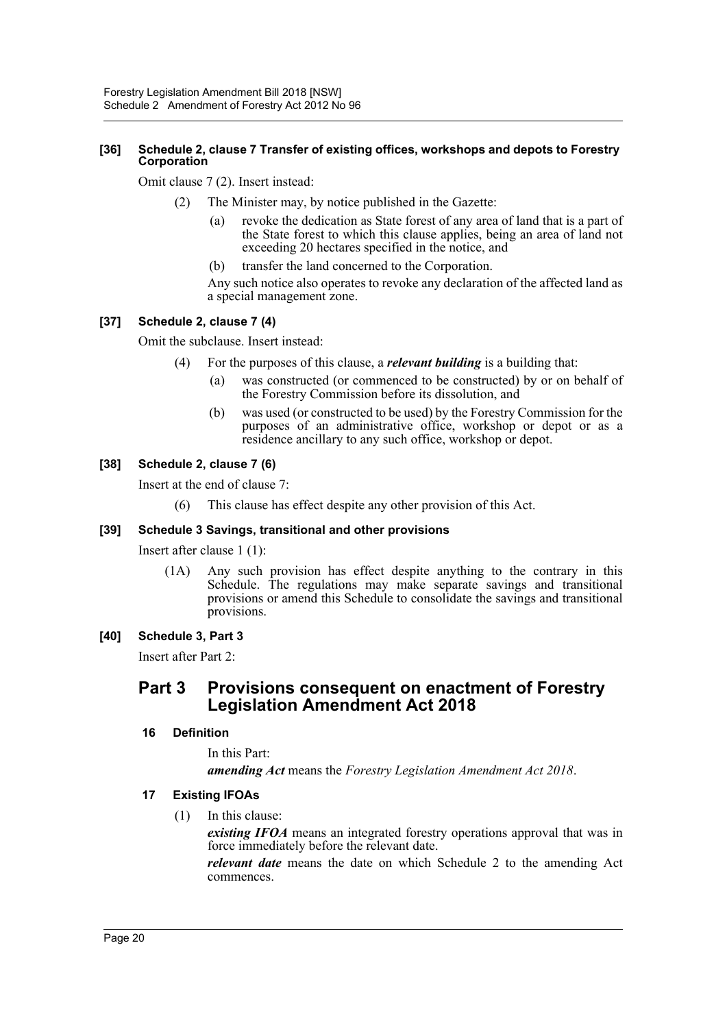**[36] Schedule 2, clause 7 Transfer of existing offices, workshops and depots to Forestry Corporation**

Omit clause 7 (2). Insert instead:

(2) The Minister may, by notice published in the Gazette:

(a) revoke the dedication as State forest of any area of land that is a part of the State forest to which this clause applies, being an area of land not exceeding 20 hectares specified in the notice, and

(b) transfer the land concerned to the Corporation.

Any such notice also operates to revoke any declaration of the affected land as a special management zone.

**[37] Schedule 2, clause 7 (4)**

Omit the subclause. Insert instead:

(4) For the purposes of this clause, a ***relevant building*** is a building that:

(a) was constructed (or commenced to be constructed) by or on behalf of the Forestry Commission before its dissolution, and

(b) was used (or constructed to be used) by the Forestry Commission for the purposes of an administrative office, workshop or depot or as a residence ancillary to any such office, workshop or depot.

**[38] Schedule 2, clause 7 (6)**

Insert at the end of clause 7:

(6) This clause has effect despite any other provision of this Act.

**[39] Schedule 3 Savings, transitional and other provisions**

Insert after clause 1 (1):

(1A) Any such provision has effect despite anything to the contrary in this Schedule. The regulations may make separate savings and transitional provisions or amend this Schedule to consolidate the savings and transitional provisions.

**[40] Schedule 3, Part 3**

Insert after Part 2:

## Part 3 Provisions consequent on enactment of Forestry Legislation Amendment Act 2018

### 16 Definition

In this Part:

***amending Act*** means the *Forestry Legislation Amendment Act 2018*.

### 17 Existing IFOAs

(1) In this clause:

***existing IFOA*** means an integrated forestry operations approval that was in force immediately before the relevant date.

***relevant date*** means the date on which Schedule 2 to the amending Act commences.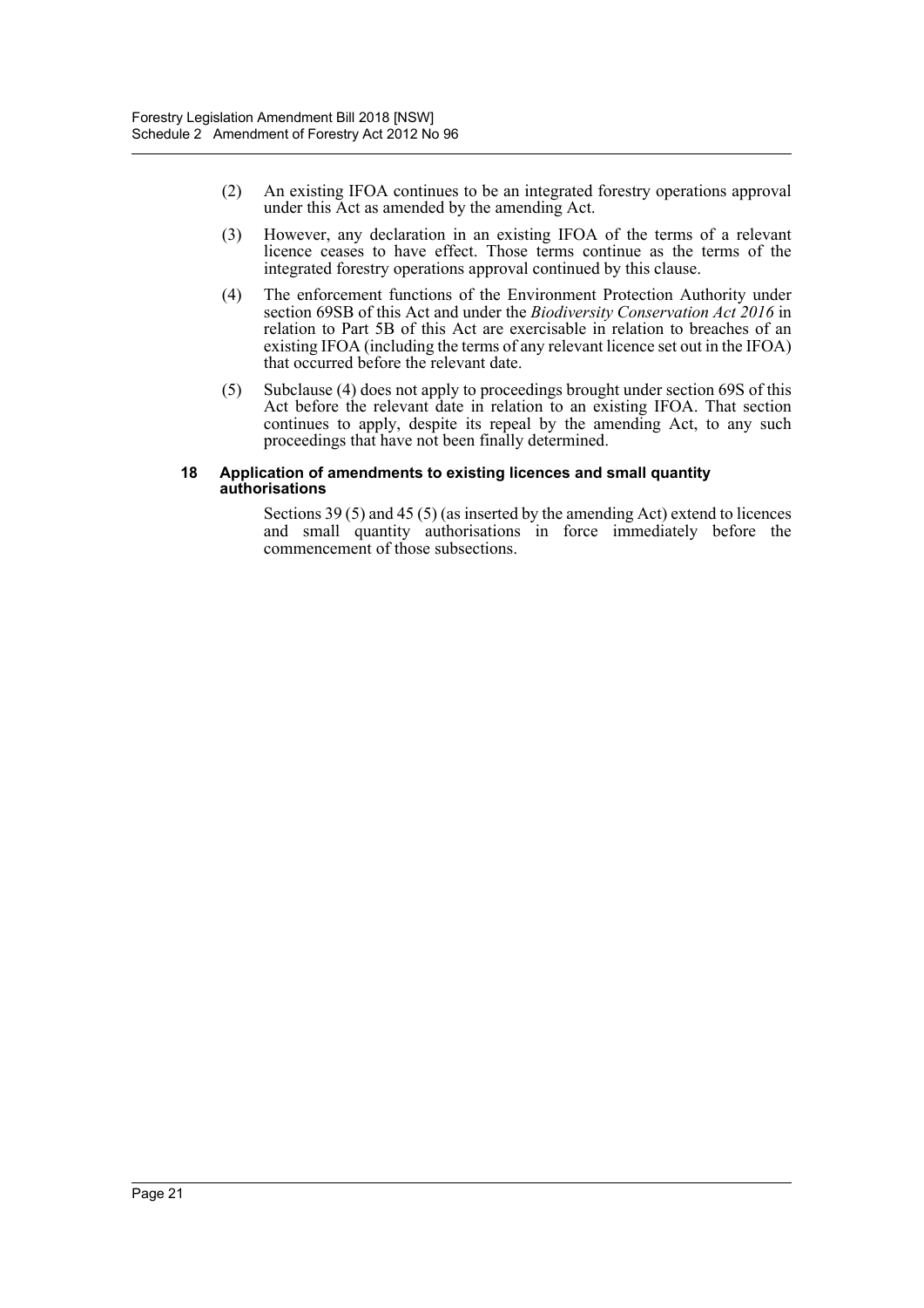(2) An existing IFOA continues to be an integrated forestry operations approval under this Act as amended by the amending Act.

(3) However, any declaration in an existing IFOA of the terms of a relevant licence ceases to have effect. Those terms continue as the terms of the integrated forestry operations approval continued by this clause.

(4) The enforcement functions of the Environment Protection Authority under section 69SB of this Act and under the *Biodiversity Conservation Act 2016* in relation to Part 5B of this Act are exercisable in relation to breaches of an existing IFOA (including the terms of any relevant licence set out in the IFOA) that occurred before the relevant date.

(5) Subclause (4) does not apply to proceedings brought under section 69S of this Act before the relevant date in relation to an existing IFOA. That section continues to apply, despite its repeal by the amending Act, to any such proceedings that have not been finally determined.

**18 Application of amendments to existing licences and small quantity authorisations**

Sections 39 (5) and 45 (5) (as inserted by the amending Act) extend to licences and small quantity authorisations in force immediately before the commencement of those subsections.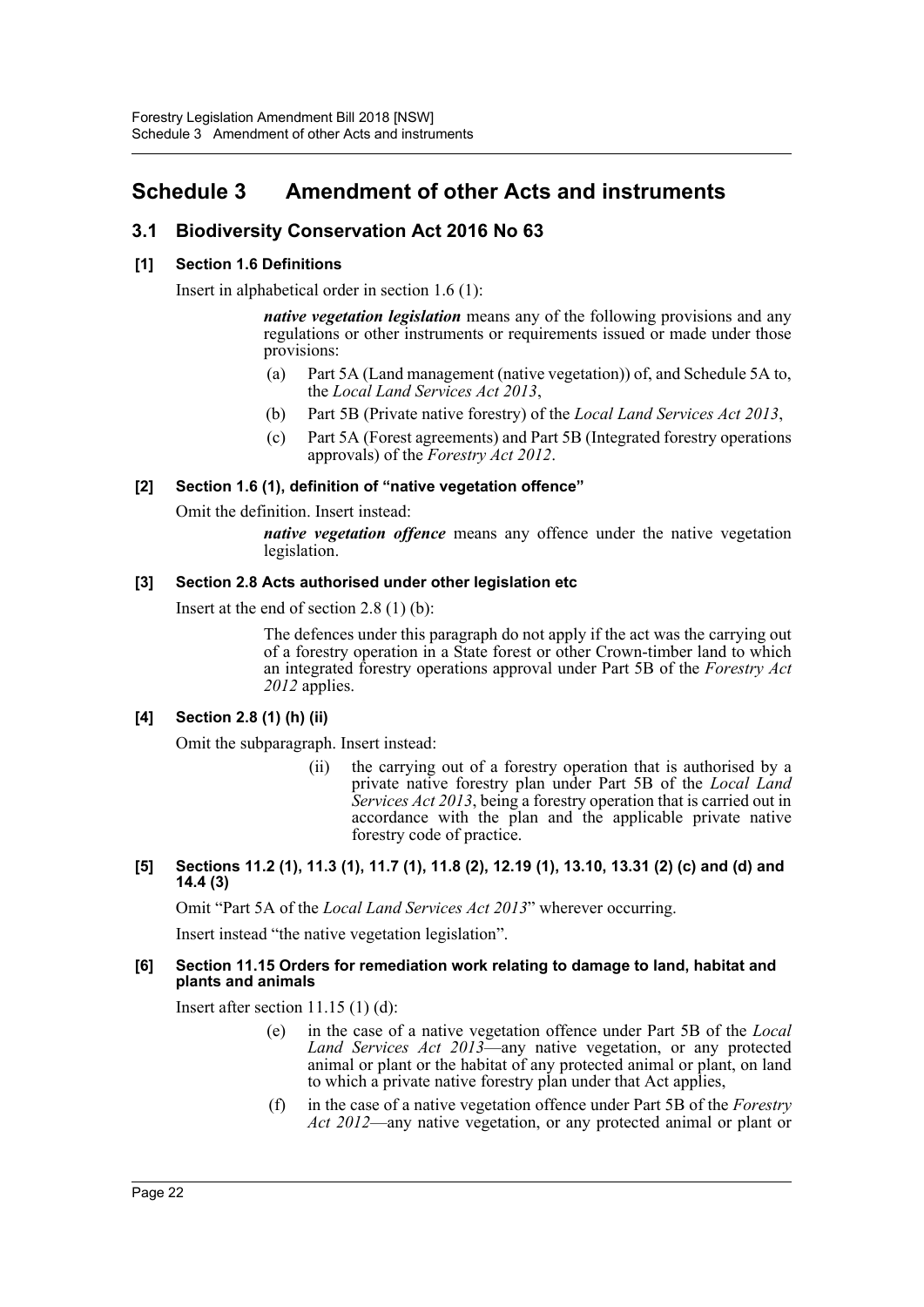# Schedule 3 Amendment of other Acts and instruments

## 3.1 Biodiversity Conservation Act 2016 No 63

### [1] Section 1.6 Definitions

Insert in alphabetical order in section 1.6 (1):

> ***native vegetation legislation*** means any of the following provisions and any regulations or other instruments or requirements issued or made under those provisions:
>
> (a) Part 5A (Land management (native vegetation)) of, and Schedule 5A to, the *Local Land Services Act 2013*,
>
> (b) Part 5B (Private native forestry) of the *Local Land Services Act 2013*,
>
> (c) Part 5A (Forest agreements) and Part 5B (Integrated forestry operations approvals) of the *Forestry Act 2012*.

### [2] Section 1.6 (1), definition of "native vegetation offence"

Omit the definition. Insert instead:

> ***native vegetation offence*** means any offence under the native vegetation legislation.

### [3] Section 2.8 Acts authorised under other legislation etc

Insert at the end of section 2.8 (1) (b):

> The defences under this paragraph do not apply if the act was the carrying out of a forestry operation in a State forest or other Crown-timber land to which an integrated forestry operations approval under Part 5B of the *Forestry Act 2012* applies.

### [4] Section 2.8 (1) (h) (ii)

Omit the subparagraph. Insert instead:

> (ii) the carrying out of a forestry operation that is authorised by a private native forestry plan under Part 5B of the *Local Land Services Act 2013*, being a forestry operation that is carried out in accordance with the plan and the applicable private native forestry code of practice.

### [5] Sections 11.2 (1), 11.3 (1), 11.7 (1), 11.8 (2), 12.19 (1), 13.10, 13.31 (2) (c) and (d) and 14.4 (3)

Omit "Part 5A of the *Local Land Services Act 2013*" wherever occurring.

Insert instead "the native vegetation legislation".

### [6] Section 11.15 Orders for remediation work relating to damage to land, habitat and plants and animals

Insert after section 11.15 (1) (d):

> (e) in the case of a native vegetation offence under Part 5B of the *Local Land Services Act 2013*—any native vegetation, or any protected animal or plant or the habitat of any protected animal or plant, on land to which a private native forestry plan under that Act applies,
>
> (f) in the case of a native vegetation offence under Part 5B of the *Forestry Act 2012*—any native vegetation, or any protected animal or plant or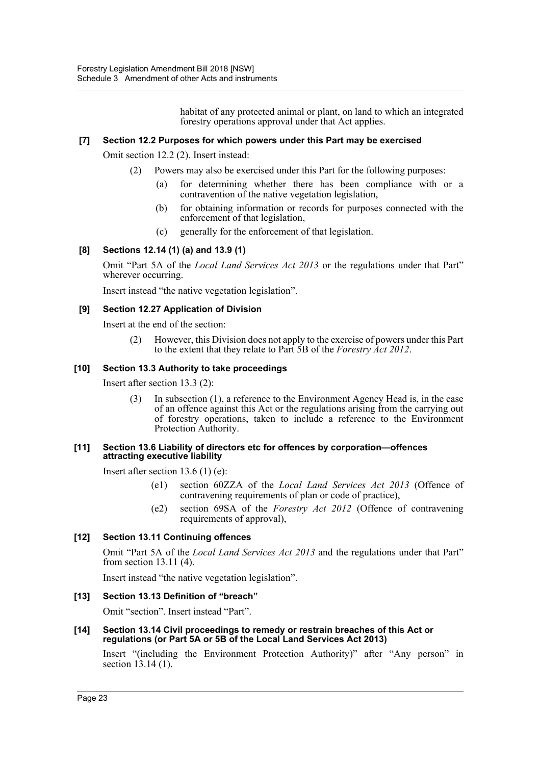habitat of any protected animal or plant, on land to which an integrated forestry operations approval under that Act applies.

#### [7] Section 12.2 Purposes for which powers under this Part may be exercised

Omit section 12.2 (2). Insert instead:

(2) Powers may also be exercised under this Part for the following purposes:

(a) for determining whether there has been compliance with or a contravention of the native vegetation legislation,

(b) for obtaining information or records for purposes connected with the enforcement of that legislation,

(c) generally for the enforcement of that legislation.

#### [8] Sections 12.14 (1) (a) and 13.9 (1)

Omit "Part 5A of the *Local Land Services Act 2013* or the regulations under that Part" wherever occurring.

Insert instead "the native vegetation legislation".

#### [9] Section 12.27 Application of Division

Insert at the end of the section:

(2) However, this Division does not apply to the exercise of powers under this Part to the extent that they relate to Part 5B of the *Forestry Act 2012*.

#### [10] Section 13.3 Authority to take proceedings

Insert after section 13.3 (2):

(3) In subsection (1), a reference to the Environment Agency Head is, in the case of an offence against this Act or the regulations arising from the carrying out of forestry operations, taken to include a reference to the Environment Protection Authority.

#### [11] Section 13.6 Liability of directors etc for offences by corporation—offences attracting executive liability

Insert after section 13.6 (1) (e):

(e1) section 60ZZA of the *Local Land Services Act 2013* (Offence of contravening requirements of plan or code of practice),

(e2) section 69SA of the *Forestry Act 2012* (Offence of contravening requirements of approval),

#### [12] Section 13.11 Continuing offences

Omit "Part 5A of the *Local Land Services Act 2013* and the regulations under that Part" from section 13.11 (4).

Insert instead "the native vegetation legislation".

#### [13] Section 13.13 Definition of "breach"

Omit "section". Insert instead "Part".

#### [14] Section 13.14 Civil proceedings to remedy or restrain breaches of this Act or regulations (or Part 5A or 5B of the Local Land Services Act 2013)

Insert "(including the Environment Protection Authority)" after "Any person" in section 13.14 (1).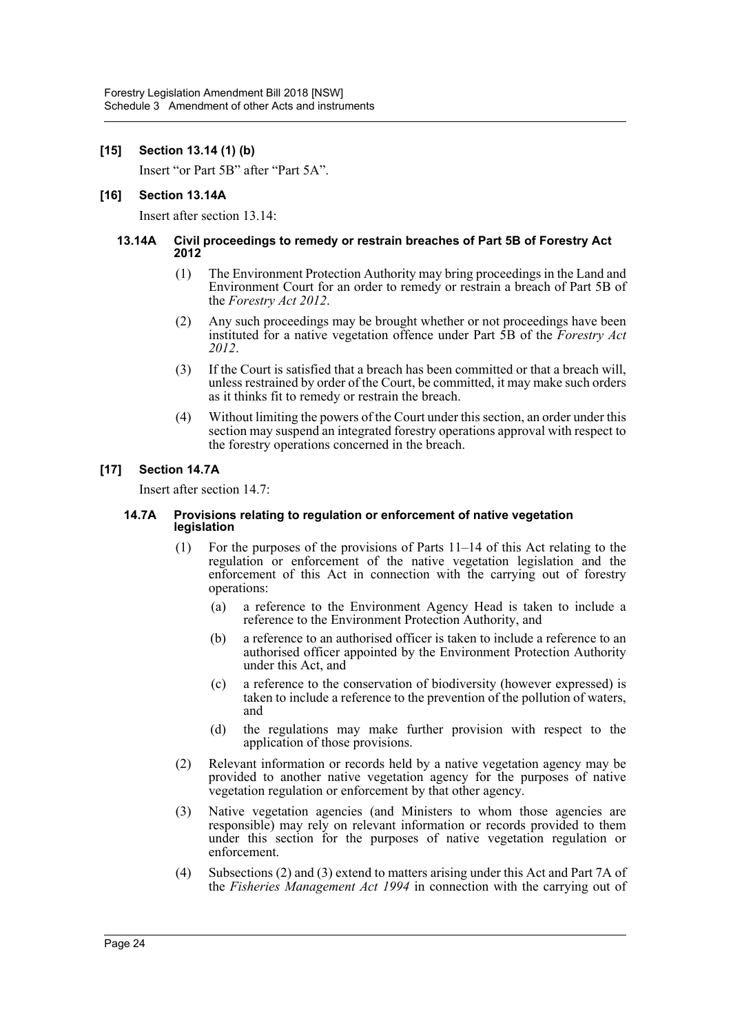### [15] Section 13.14 (1) (b)

Insert "or Part 5B" after "Part 5A".

### [16] Section 13.14A

Insert after section 13.14:

#### 13.14A Civil proceedings to remedy or restrain breaches of Part 5B of Forestry Act 2012

(1) The Environment Protection Authority may bring proceedings in the Land and Environment Court for an order to remedy or restrain a breach of Part 5B of the *Forestry Act 2012*.

(2) Any such proceedings may be brought whether or not proceedings have been instituted for a native vegetation offence under Part 5B of the *Forestry Act 2012*.

(3) If the Court is satisfied that a breach has been committed or that a breach will, unless restrained by order of the Court, be committed, it may make such orders as it thinks fit to remedy or restrain the breach.

(4) Without limiting the powers of the Court under this section, an order under this section may suspend an integrated forestry operations approval with respect to the forestry operations concerned in the breach.

### [17] Section 14.7A

Insert after section 14.7:

#### 14.7A Provisions relating to regulation or enforcement of native vegetation legislation

(1) For the purposes of the provisions of Parts 11–14 of this Act relating to the regulation or enforcement of the native vegetation legislation and the enforcement of this Act in connection with the carrying out of forestry operations:

- (a) a reference to the Environment Agency Head is taken to include a reference to the Environment Protection Authority, and
- (b) a reference to an authorised officer is taken to include a reference to an authorised officer appointed by the Environment Protection Authority under this Act, and
- (c) a reference to the conservation of biodiversity (however expressed) is taken to include a reference to the prevention of the pollution of waters, and
- (d) the regulations may make further provision with respect to the application of those provisions.

(2) Relevant information or records held by a native vegetation agency may be provided to another native vegetation agency for the purposes of native vegetation regulation or enforcement by that other agency.

(3) Native vegetation agencies (and Ministers to whom those agencies are responsible) may rely on relevant information or records provided to them under this section for the purposes of native vegetation regulation or enforcement.

(4) Subsections (2) and (3) extend to matters arising under this Act and Part 7A of the *Fisheries Management Act 1994* in connection with the carrying out of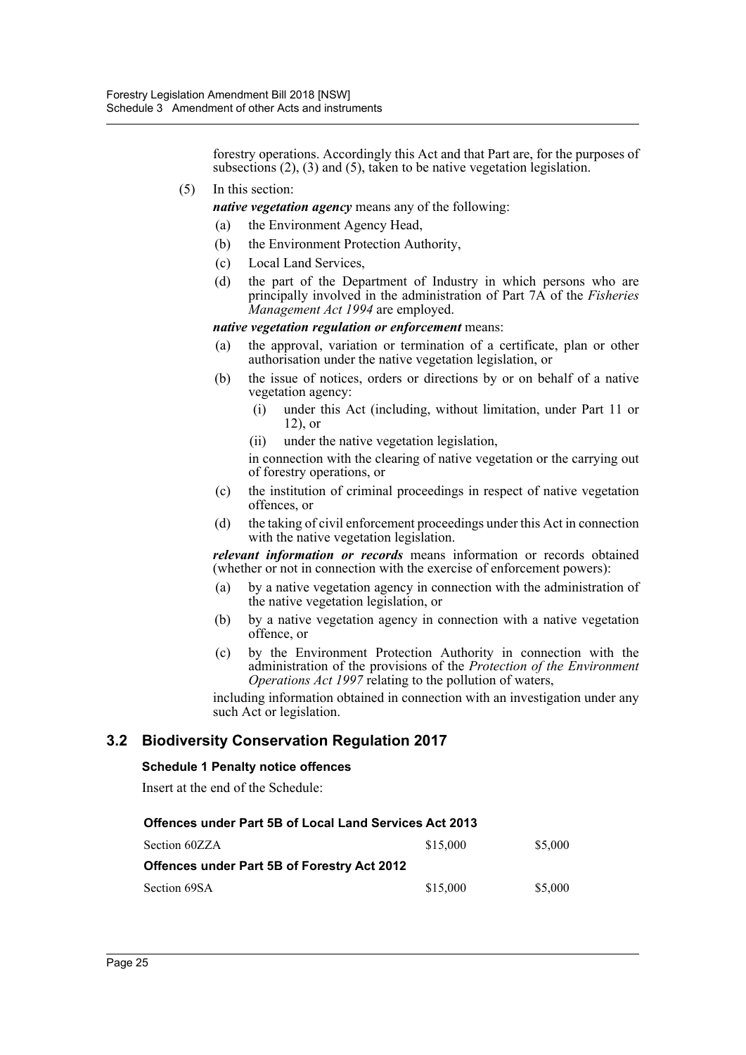forestry operations. Accordingly this Act and that Part are, for the purposes of subsections (2), (3) and (5), taken to be native vegetation legislation.

(5) In this section:

***native vegetation agency*** means any of the following:

- (a) the Environment Agency Head,
- (b) the Environment Protection Authority,
- (c) Local Land Services,
- (d) the part of the Department of Industry in which persons who are principally involved in the administration of Part 7A of the *Fisheries Management Act 1994* are employed.

***native vegetation regulation or enforcement*** means:

- (a) the approval, variation or termination of a certificate, plan or other authorisation under the native vegetation legislation, or
- (b) the issue of notices, orders or directions by or on behalf of a native vegetation agency:
  - (i) under this Act (including, without limitation, under Part 11 or 12), or
  - (ii) under the native vegetation legislation,

  in connection with the clearing of native vegetation or the carrying out of forestry operations, or
- (c) the institution of criminal proceedings in respect of native vegetation offences, or
- (d) the taking of civil enforcement proceedings under this Act in connection with the native vegetation legislation.

***relevant information or records*** means information or records obtained (whether or not in connection with the exercise of enforcement powers):

- (a) by a native vegetation agency in connection with the administration of the native vegetation legislation, or
- (b) by a native vegetation agency in connection with a native vegetation offence, or
- (c) by the Environment Protection Authority in connection with the administration of the provisions of the *Protection of the Environment Operations Act 1997* relating to the pollution of waters,

including information obtained in connection with an investigation under any such Act or legislation.

## 3.2 Biodiversity Conservation Regulation 2017

**Schedule 1 Penalty notice offences**

Insert at the end of the Schedule:

| **Offences under Part 5B of Local Land Services Act 2013** | | |
|---|---|---|
| Section 60ZZA | \$15,000 | \$5,000 |
| **Offences under Part 5B of Forestry Act 2012** | | |
| Section 69SA | \$15,000 | \$5,000 |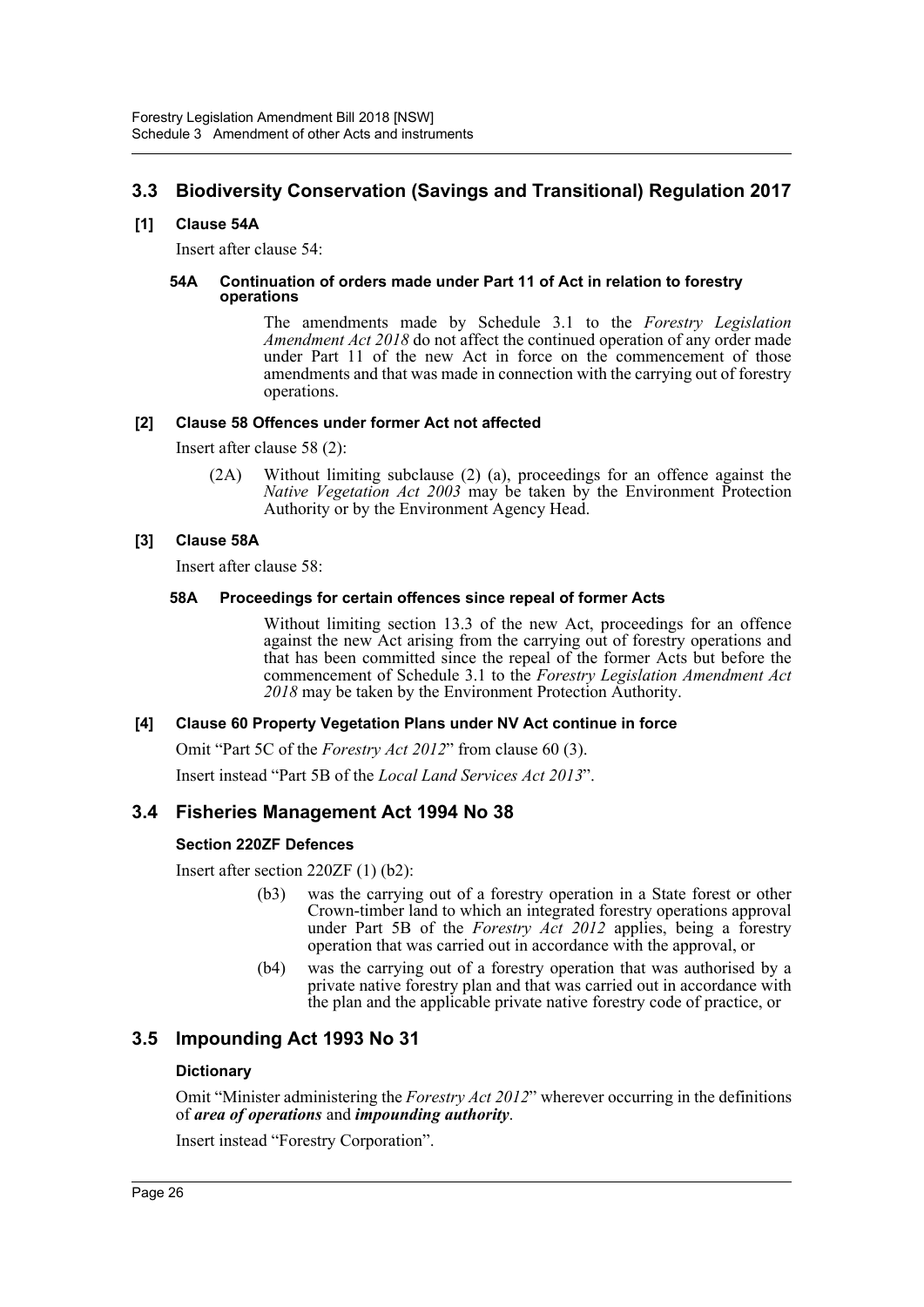## 3.3 Biodiversity Conservation (Savings and Transitional) Regulation 2017

### [1] Clause 54A

Insert after clause 54:

#### 54A Continuation of orders made under Part 11 of Act in relation to forestry operations

The amendments made by Schedule 3.1 to the *Forestry Legislation Amendment Act 2018* do not affect the continued operation of any order made under Part 11 of the new Act in force on the commencement of those amendments and that was made in connection with the carrying out of forestry operations.

### [2] Clause 58 Offences under former Act not affected

Insert after clause 58 (2):

(2A) Without limiting subclause (2) (a), proceedings for an offence against the *Native Vegetation Act 2003* may be taken by the Environment Protection Authority or by the Environment Agency Head.

### [3] Clause 58A

Insert after clause 58:

#### 58A Proceedings for certain offences since repeal of former Acts

Without limiting section 13.3 of the new Act, proceedings for an offence against the new Act arising from the carrying out of forestry operations and that has been committed since the repeal of the former Acts but before the commencement of Schedule 3.1 to the *Forestry Legislation Amendment Act 2018* may be taken by the Environment Protection Authority.

### [4] Clause 60 Property Vegetation Plans under NV Act continue in force

Omit "Part 5C of the *Forestry Act 2012*" from clause 60 (3).

Insert instead "Part 5B of the *Local Land Services Act 2013*".

## 3.4 Fisheries Management Act 1994 No 38

### Section 220ZF Defences

Insert after section 220ZF (1) (b2):

(b3) was the carrying out of a forestry operation in a State forest or other Crown-timber land to which an integrated forestry operations approval under Part 5B of the *Forestry Act 2012* applies, being a forestry operation that was carried out in accordance with the approval, or

(b4) was the carrying out of a forestry operation that was authorised by a private native forestry plan and that was carried out in accordance with the plan and the applicable private native forestry code of practice, or

## 3.5 Impounding Act 1993 No 31

### Dictionary

Omit "Minister administering the *Forestry Act 2012*" wherever occurring in the definitions of ***area of operations*** and ***impounding authority***.

Insert instead "Forestry Corporation".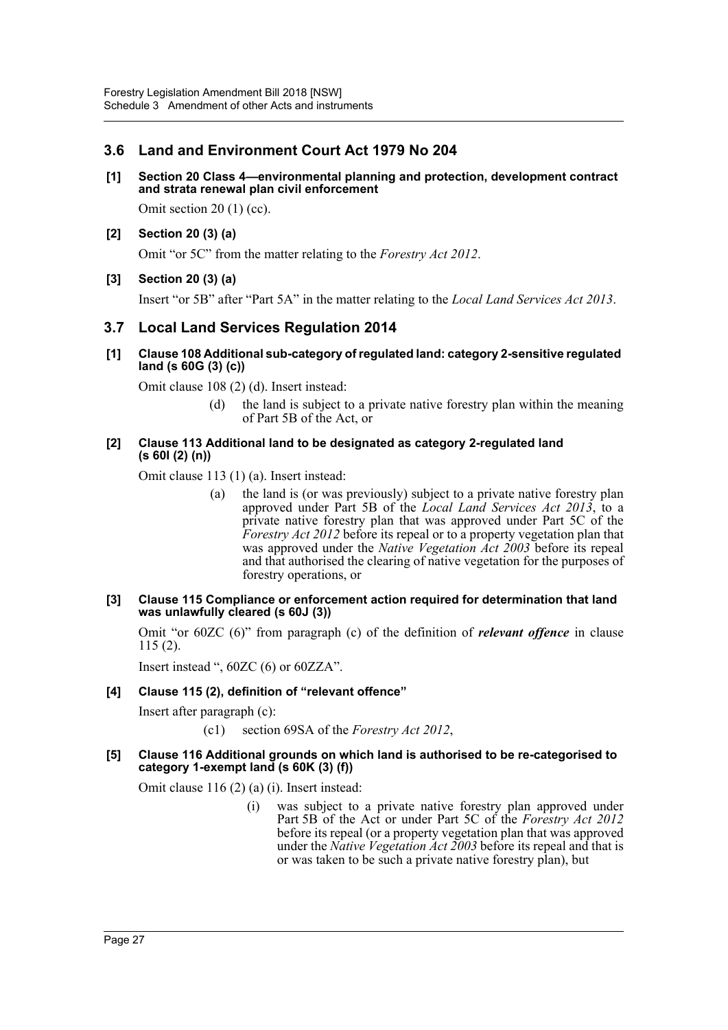## 3.6 Land and Environment Court Act 1979 No 204

**[1] Section 20 Class 4—environmental planning and protection, development contract and strata renewal plan civil enforcement**

Omit section 20 (1) (cc).

**[2] Section 20 (3) (a)**

Omit "or 5C" from the matter relating to the *Forestry Act 2012*.

**[3] Section 20 (3) (a)**

Insert "or 5B" after "Part 5A" in the matter relating to the *Local Land Services Act 2013*.

## 3.7 Local Land Services Regulation 2014

**[1] Clause 108 Additional sub-category of regulated land: category 2-sensitive regulated land (s 60G (3) (c))**

Omit clause 108 (2) (d). Insert instead:

> (d) the land is subject to a private native forestry plan within the meaning of Part 5B of the Act, or

**[2] Clause 113 Additional land to be designated as category 2-regulated land (s 60I (2) (n))**

Omit clause 113 (1) (a). Insert instead:

> (a) the land is (or was previously) subject to a private native forestry plan approved under Part 5B of the *Local Land Services Act 2013*, to a private native forestry plan that was approved under Part 5C of the *Forestry Act 2012* before its repeal or to a property vegetation plan that was approved under the *Native Vegetation Act 2003* before its repeal and that authorised the clearing of native vegetation for the purposes of forestry operations, or

**[3] Clause 115 Compliance or enforcement action required for determination that land was unlawfully cleared (s 60J (3))**

Omit "or 60ZC (6)" from paragraph (c) of the definition of ***relevant offence*** in clause 115 (2).

Insert instead ", 60ZC (6) or 60ZZA".

**[4] Clause 115 (2), definition of "relevant offence"**

Insert after paragraph (c):

> (c1) section 69SA of the *Forestry Act 2012*,

**[5] Clause 116 Additional grounds on which land is authorised to be re-categorised to category 1-exempt land (s 60K (3) (f))**

Omit clause 116 (2) (a) (i). Insert instead:

> (i) was subject to a private native forestry plan approved under Part 5B of the Act or under Part 5C of the *Forestry Act 2012* before its repeal (or a property vegetation plan that was approved under the *Native Vegetation Act 2003* before its repeal and that is or was taken to be such a private native forestry plan), but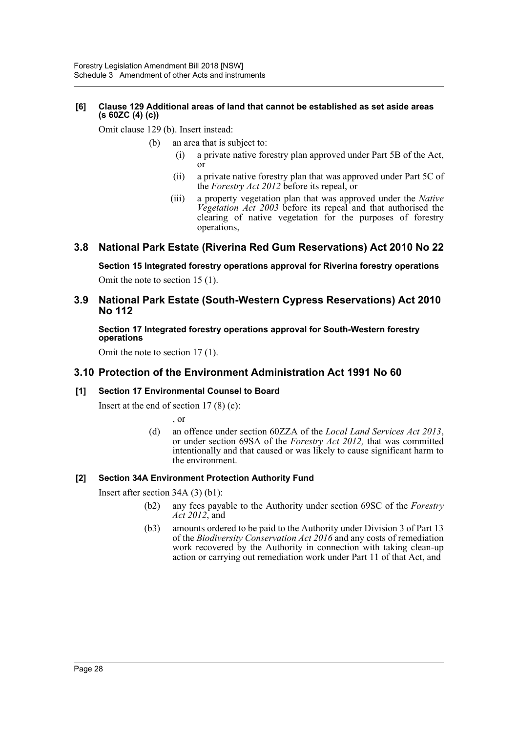**[6] Clause 129 Additional areas of land that cannot be established as set aside areas (s 60ZC (4) (c))**

Omit clause 129 (b). Insert instead:

> (b) an area that is subject to:
>
> > (i) a private native forestry plan approved under Part 5B of the Act, or
> >
> > (ii) a private native forestry plan that was approved under Part 5C of the *Forestry Act 2012* before its repeal, or
> >
> > (iii) a property vegetation plan that was approved under the *Native Vegetation Act 2003* before its repeal and that authorised the clearing of native vegetation for the purposes of forestry operations,

## 3.8 National Park Estate (Riverina Red Gum Reservations) Act 2010 No 22

**Section 15 Integrated forestry operations approval for Riverina forestry operations**

Omit the note to section 15 (1).

## 3.9 National Park Estate (South-Western Cypress Reservations) Act 2010 No 112

**Section 17 Integrated forestry operations approval for South-Western forestry operations**

Omit the note to section 17 (1).

## 3.10 Protection of the Environment Administration Act 1991 No 60

**[1] Section 17 Environmental Counsel to Board**

Insert at the end of section 17 (8) (c):

> , or
>
> (d) an offence under section 60ZZA of the *Local Land Services Act 2013*, or under section 69SA of the *Forestry Act 2012,* that was committed intentionally and that caused or was likely to cause significant harm to the environment.

**[2] Section 34A Environment Protection Authority Fund**

Insert after section 34A (3) (b1):

> (b2) any fees payable to the Authority under section 69SC of the *Forestry Act 2012*, and
>
> (b3) amounts ordered to be paid to the Authority under Division 3 of Part 13 of the *Biodiversity Conservation Act 2016* and any costs of remediation work recovered by the Authority in connection with taking clean-up action or carrying out remediation work under Part 11 of that Act, and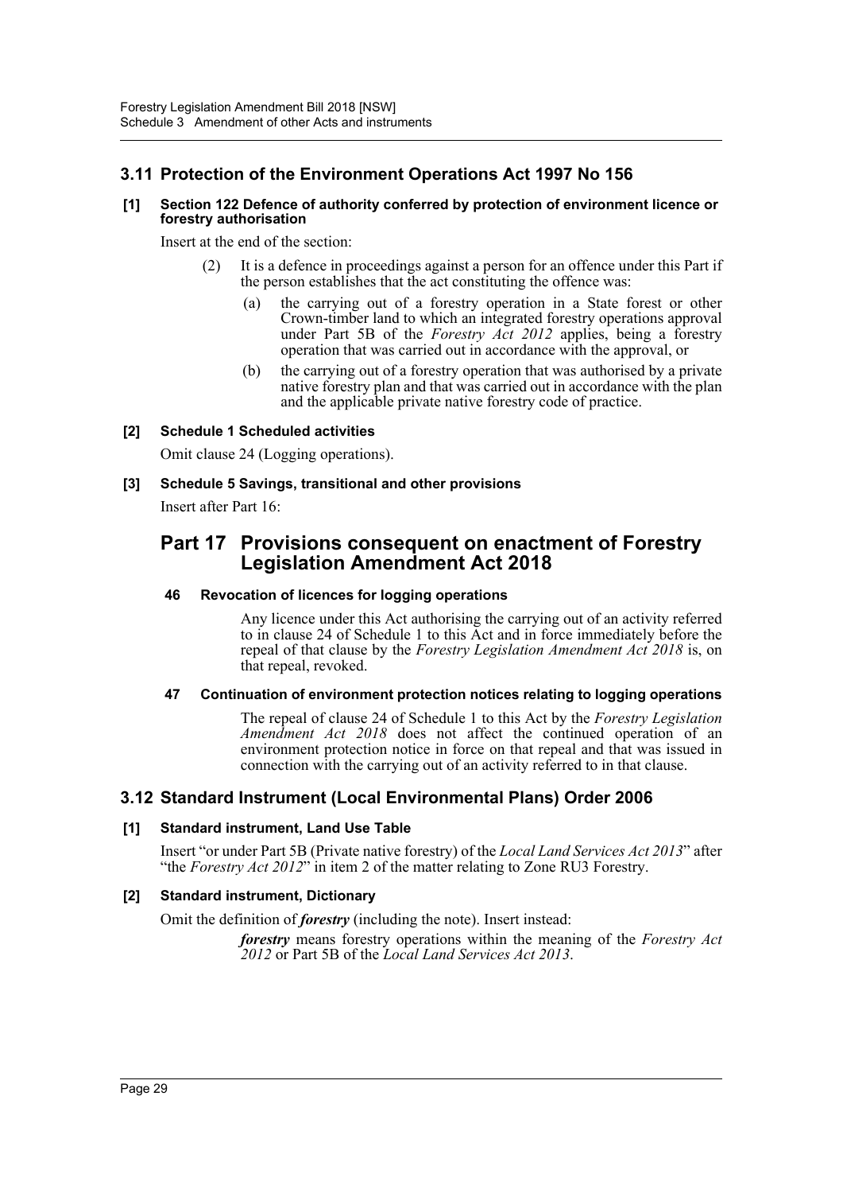## 3.11 Protection of the Environment Operations Act 1997 No 156

**[1] Section 122 Defence of authority conferred by protection of environment licence or forestry authorisation**

Insert at the end of the section:

> (2) It is a defence in proceedings against a person for an offence under this Part if the person establishes that the act constituting the offence was:
>
> (a) the carrying out of a forestry operation in a State forest or other Crown-timber land to which an integrated forestry operations approval under Part 5B of the *Forestry Act 2012* applies, being a forestry operation that was carried out in accordance with the approval, or
>
> (b) the carrying out of a forestry operation that was authorised by a private native forestry plan and that was carried out in accordance with the plan and the applicable private native forestry code of practice.

**[2] Schedule 1 Scheduled activities**

Omit clause 24 (Logging operations).

**[3] Schedule 5 Savings, transitional and other provisions**

Insert after Part 16:

# Part 17 Provisions consequent on enactment of Forestry Legislation Amendment Act 2018

**46 Revocation of licences for logging operations**

Any licence under this Act authorising the carrying out of an activity referred to in clause 24 of Schedule 1 to this Act and in force immediately before the repeal of that clause by the *Forestry Legislation Amendment Act 2018* is, on that repeal, revoked.

**47 Continuation of environment protection notices relating to logging operations**

The repeal of clause 24 of Schedule 1 to this Act by the *Forestry Legislation Amendment Act 2018* does not affect the continued operation of an environment protection notice in force on that repeal and that was issued in connection with the carrying out of an activity referred to in that clause.

## 3.12 Standard Instrument (Local Environmental Plans) Order 2006

**[1] Standard instrument, Land Use Table**

Insert "or under Part 5B (Private native forestry) of the *Local Land Services Act 2013*" after "the *Forestry Act 2012*" in item 2 of the matter relating to Zone RU3 Forestry.

**[2] Standard instrument, Dictionary**

Omit the definition of ***forestry*** (including the note). Insert instead:

> ***forestry*** means forestry operations within the meaning of the *Forestry Act 2012* or Part 5B of the *Local Land Services Act 2013*.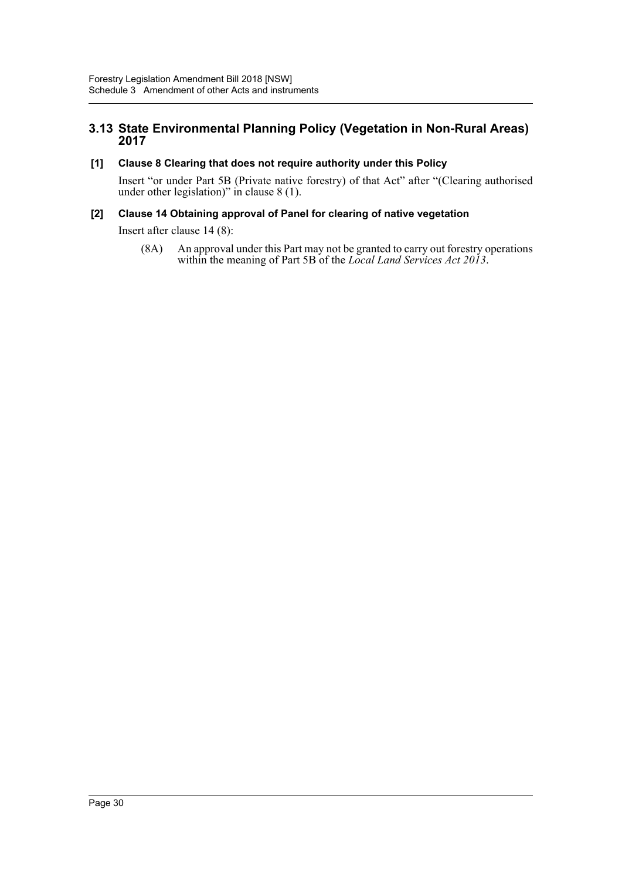## 3.13 State Environmental Planning Policy (Vegetation in Non-Rural Areas) 2017

### [1] Clause 8 Clearing that does not require authority under this Policy

Insert "or under Part 5B (Private native forestry) of that Act" after "(Clearing authorised under other legislation)" in clause 8 (1).

### [2] Clause 14 Obtaining approval of Panel for clearing of native vegetation

Insert after clause 14 (8):

(8A) An approval under this Part may not be granted to carry out forestry operations within the meaning of Part 5B of the *Local Land Services Act 2013*.